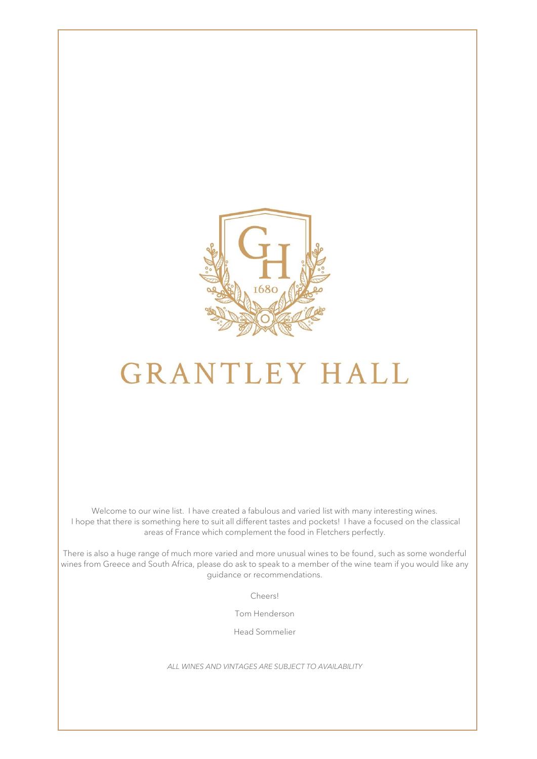# GRANTLEY HALL

Welcome to our wine list. I have created a fabulous and varied list with many interesting wines. I hope that there is something here to suit all different tastes and pockets! I have a focused on the classical areas of France which complement the food in Fletchers perfectly.

There is also a huge range of much more varied and more unusual wines to be found, such as some wonderful wines from Greece and South Africa, please do ask to speak to a member of the wine team if you would like any guidance or recommendations.

Cheers!

Tom Henderson

Head Sommelier

*ALL WINES AND VINTAGES ARE SUBJECT TO AVAILABILITY*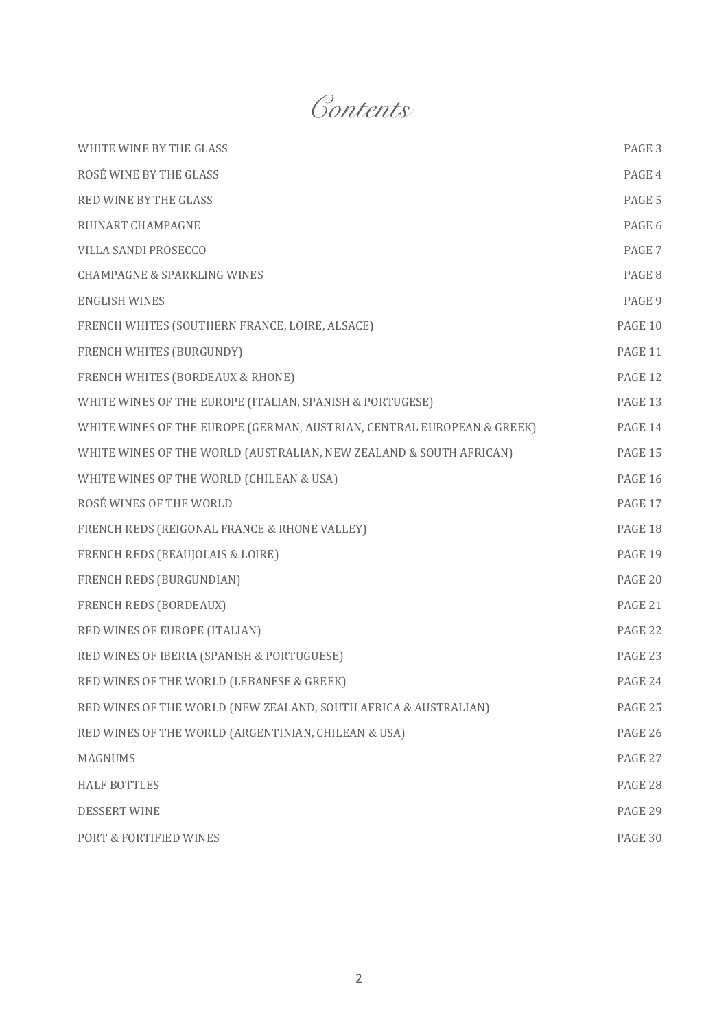# Contents

| | |
|---|---|
| WHITE WINE BY THE GLASS | PAGE 3 |
| ROSÉ WINE BY THE GLASS | PAGE 4 |
| RED WINE BY THE GLASS | PAGE 5 |
| RUINART CHAMPAGNE | PAGE 6 |
| VILLA SANDI PROSECCO | PAGE 7 |
| CHAMPAGNE & SPARKLING WINES | PAGE 8 |
| ENGLISH WINES | PAGE 9 |
| FRENCH WHITES (SOUTHERN FRANCE, LOIRE, ALSACE) | PAGE 10 |
| FRENCH WHITES (BURGUNDY) | PAGE 11 |
| FRENCH WHITES (BORDEAUX & RHONE) | PAGE 12 |
| WHITE WINES OF THE EUROPE (ITALIAN, SPANISH & PORTUGESE) | PAGE 13 |
| WHITE WINES OF THE EUROPE (GERMAN, AUSTRIAN, CENTRAL EUROPEAN & GREEK) | PAGE 14 |
| WHITE WINES OF THE WORLD (AUSTRALIAN, NEW ZEALAND & SOUTH AFRICAN) | PAGE 15 |
| WHITE WINES OF THE WORLD (CHILEAN & USA) | PAGE 16 |
| ROSÉ WINES OF THE WORLD | PAGE 17 |
| FRENCH REDS (REIGONAL FRANCE & RHONE VALLEY) | PAGE 18 |
| FRENCH REDS (BEAUJOLAIS & LOIRE) | PAGE 19 |
| FRENCH REDS (BURGUNDIAN) | PAGE 20 |
| FRENCH REDS (BORDEAUX) | PAGE 21 |
| RED WINES OF EUROPE (ITALIAN) | PAGE 22 |
| RED WINES OF IBERIA (SPANISH & PORTUGUESE) | PAGE 23 |
| RED WINES OF THE WORLD (LEBANESE & GREEK) | PAGE 24 |
| RED WINES OF THE WORLD (NEW ZEALAND, SOUTH AFRICA & AUSTRALIAN) | PAGE 25 |
| RED WINES OF THE WORLD (ARGENTINIAN, CHILEAN & USA) | PAGE 26 |
| MAGNUMS | PAGE 27 |
| HALF BOTTLES | PAGE 28 |
| DESSERT WINE | PAGE 29 |
| PORT & FORTIFIED WINES | PAGE 30 |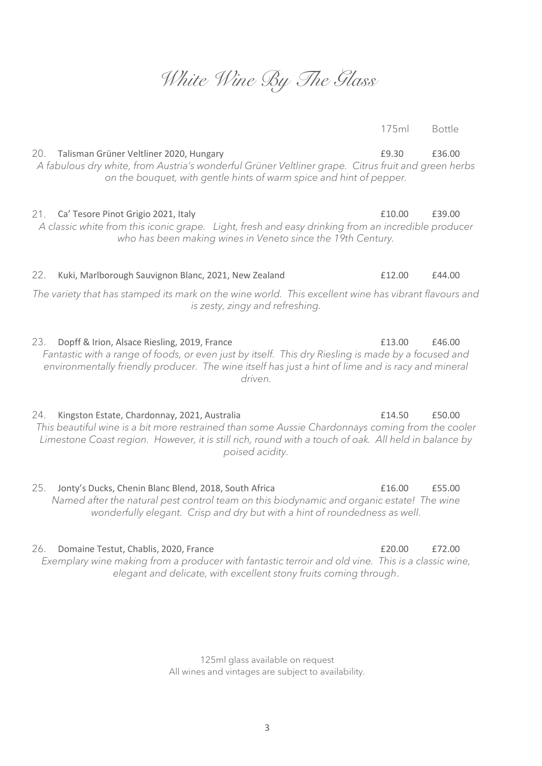# White Wine By The Glass

| | 175ml | Bottle |
|---|---|---|
| 20. Talisman Grüner Veltliner 2020, Hungary | £9.30 | £36.00 |

*A fabulous dry white, from Austria's wonderful Grüner Veltliner grape. Citrus fruit and green herbs on the bouquet, with gentle hints of warm spice and hint of pepper.*

| | 175ml | Bottle |
|---|---|---|
| 21. Ca' Tesore Pinot Grigio 2021, Italy | £10.00 | £39.00 |

*A classic white from this iconic grape. Light, fresh and easy drinking from an incredible producer who has been making wines in Veneto since the 19th Century.*

| | 175ml | Bottle |
|---|---|---|
| 22. Kuki, Marlborough Sauvignon Blanc, 2021, New Zealand | £12.00 | £44.00 |

*The variety that has stamped its mark on the wine world. This excellent wine has vibrant flavours and is zesty, zingy and refreshing.*

| | 175ml | Bottle |
|---|---|---|
| 23. Dopff & Irion, Alsace Riesling, 2019, France | £13.00 | £46.00 |

*Fantastic with a range of foods, or even just by itself. This dry Riesling is made by a focused and environmentally friendly producer. The wine itself has just a hint of lime and is racy and mineral driven.*

| | 175ml | Bottle |
|---|---|---|
| 24. Kingston Estate, Chardonnay, 2021, Australia | £14.50 | £50.00 |

*This beautiful wine is a bit more restrained than some Aussie Chardonnays coming from the cooler Limestone Coast region. However, it is still rich, round with a touch of oak. All held in balance by poised acidity.*

| | 175ml | Bottle |
|---|---|---|
| 25. Jonty's Ducks, Chenin Blanc Blend, 2018, South Africa | £16.00 | £55.00 |

*Named after the natural pest control team on this biodynamic and organic estate! The wine wonderfully elegant. Crisp and dry but with a hint of roundedness as well.*

| | 175ml | Bottle |
|---|---|---|
| 26. Domaine Testut, Chablis, 2020, France | £20.00 | £72.00 |

*Exemplary wine making from a producer with fantastic terroir and old vine. This is a classic wine, elegant and delicate, with excellent stony fruits coming through.*

125ml glass available on request

All wines and vintages are subject to availability.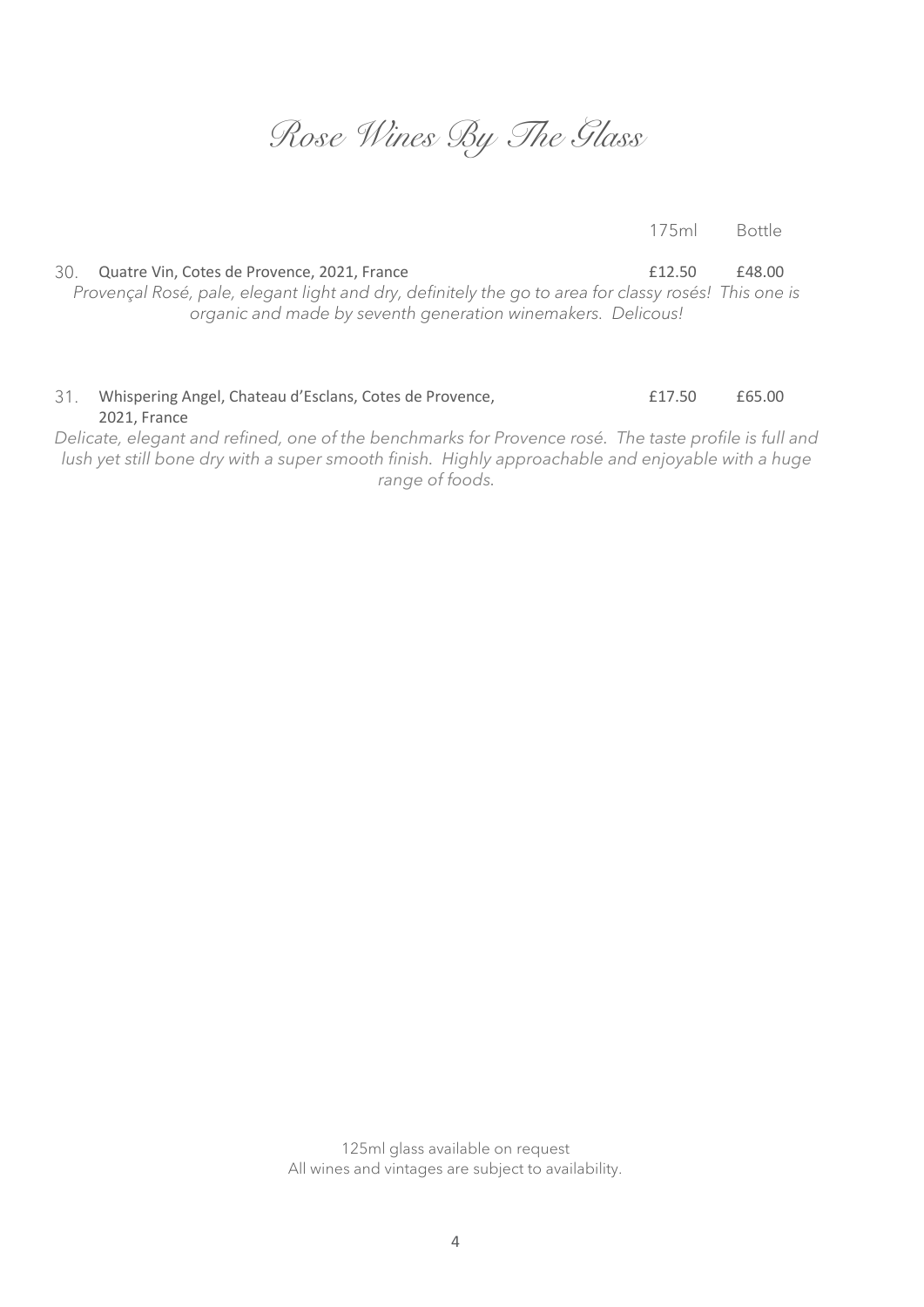# Rose Wines By The Glass

| | 175ml | Bottle |
|---|---|---|
| 30. Quatre Vin, Cotes de Provence, 2021, France | £12.50 | £48.00 |
| 31. Whispering Angel, Chateau d'Esclans, Cotes de Provence, 2021, France | £17.50 | £65.00 |

**30. Quatre Vin, Cotes de Provence, 2021, France**

*Provençal Rosé, pale, elegant light and dry, definitely the go to area for classy rosés! This one is organic and made by seventh generation winemakers. Delicous!*

**31. Whispering Angel, Chateau d'Esclans, Cotes de Provence, 2021, France**

*Delicate, elegant and refined, one of the benchmarks for Provence rosé. The taste profile is full and lush yet still bone dry with a super smooth finish. Highly approachable and enjoyable with a huge range of foods.*

125ml glass available on request

All wines and vintages are subject to availability.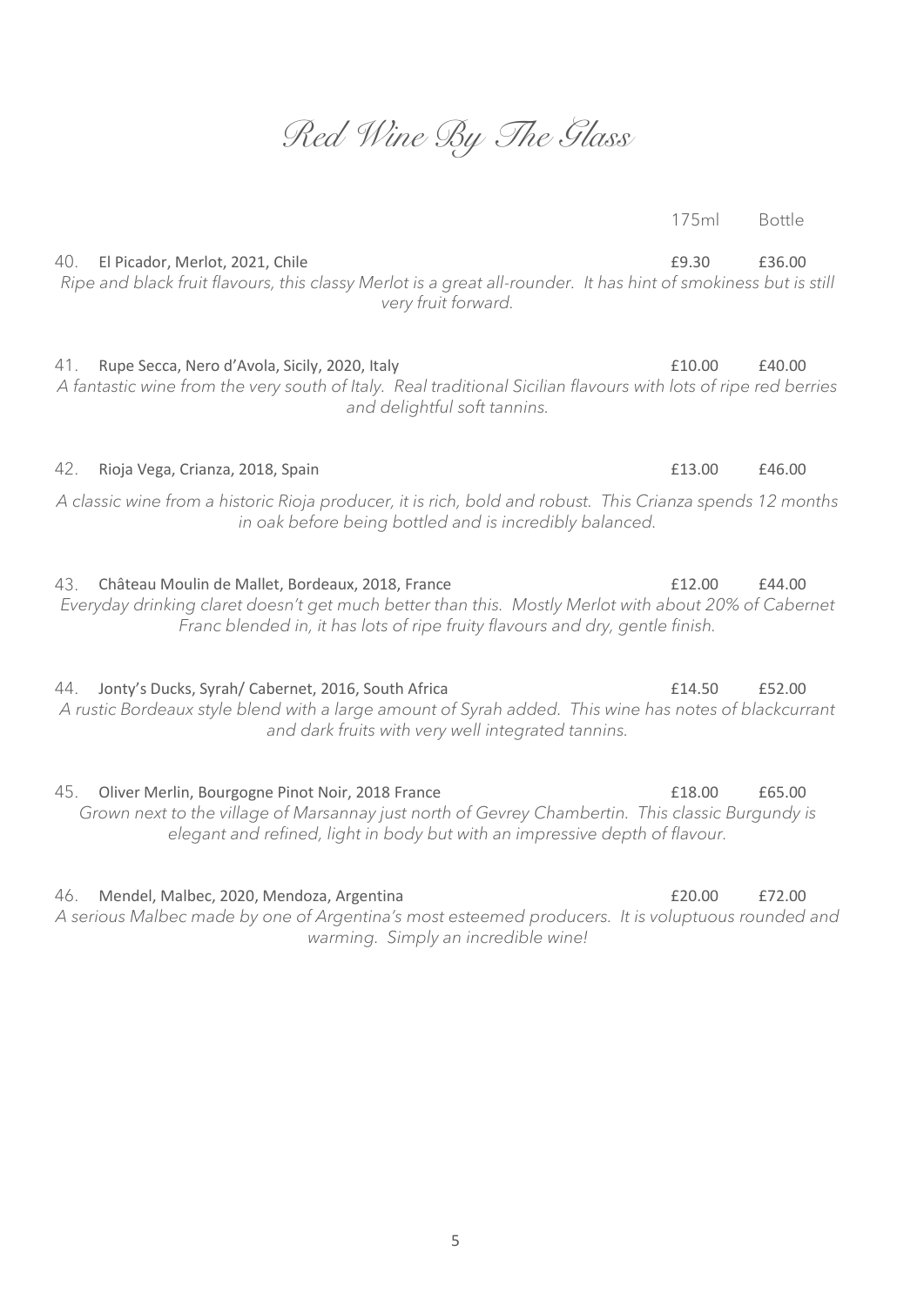# Red Wine By The Glass

| | 175ml | Bottle |
|---|---|---|
| 40. El Picador, Merlot, 2021, Chile | £9.30 | £36.00 |

*Ripe and black fruit flavours, this classy Merlot is a great all-rounder. It has hint of smokiness but is still very fruit forward.*

| | 175ml | Bottle |
|---|---|---|
| 41. Rupe Secca, Nero d'Avola, Sicily, 2020, Italy | £10.00 | £40.00 |

*A fantastic wine from the very south of Italy. Real traditional Sicilian flavours with lots of ripe red berries and delightful soft tannins.*

| | 175ml | Bottle |
|---|---|---|
| 42. Rioja Vega, Crianza, 2018, Spain | £13.00 | £46.00 |

*A classic wine from a historic Rioja producer, it is rich, bold and robust. This Crianza spends 12 months in oak before being bottled and is incredibly balanced.*

| | 175ml | Bottle |
|---|---|---|
| 43. Château Moulin de Mallet, Bordeaux, 2018, France | £12.00 | £44.00 |

*Everyday drinking claret doesn't get much better than this. Mostly Merlot with about 20% of Cabernet Franc blended in, it has lots of ripe fruity flavours and dry, gentle finish.*

| | 175ml | Bottle |
|---|---|---|
| 44. Jonty's Ducks, Syrah/ Cabernet, 2016, South Africa | £14.50 | £52.00 |

*A rustic Bordeaux style blend with a large amount of Syrah added. This wine has notes of blackcurrant and dark fruits with very well integrated tannins.*

| | 175ml | Bottle |
|---|---|---|
| 45. Oliver Merlin, Bourgogne Pinot Noir, 2018 France | £18.00 | £65.00 |

*Grown next to the village of Marsannay just north of Gevrey Chambertin. This classic Burgundy is elegant and refined, light in body but with an impressive depth of flavour.*

| | 175ml | Bottle |
|---|---|---|
| 46. Mendel, Malbec, 2020, Mendoza, Argentina | £20.00 | £72.00 |

*A serious Malbec made by one of Argentina's most esteemed producers. It is voluptuous rounded and warming. Simply an incredible wine!*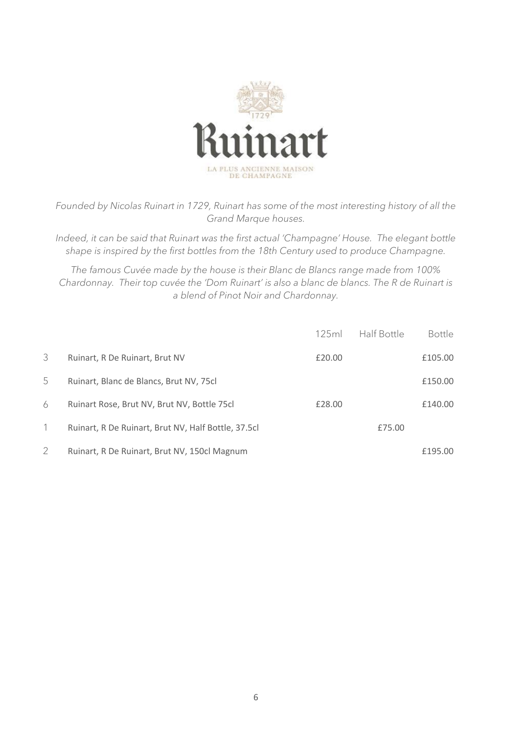# Ruinart

LA PLUS ANCIENNE MAISON DE CHAMPAGNE

*Founded by Nicolas Ruinart in 1729, Ruinart has some of the most interesting history of all the Grand Marque houses.*

*Indeed, it can be said that Ruinart was the first actual 'Champagne' House. The elegant bottle shape is inspired by the first bottles from the 18th Century used to produce Champagne.*

*The famous Cuvée made by the house is their Blanc de Blancs range made from 100% Chardonnay. Their top cuvée the 'Dom Ruinart' is also a blanc de blancs. The R de Ruinart is a blend of Pinot Noir and Chardonnay.*

| | | 125ml | Half Bottle | Bottle |
|---|---|---|---|---|
| 3 | Ruinart, R De Ruinart, Brut NV | £20.00 | | £105.00 |
| 5 | Ruinart, Blanc de Blancs, Brut NV, 75cl | | | £150.00 |
| 6 | Ruinart Rose, Brut NV, Brut NV, Bottle 75cl | £28.00 | | £140.00 |
| 1 | Ruinart, R De Ruinart, Brut NV, Half Bottle, 37.5cl | | £75.00 | |
| 2 | Ruinart, R De Ruinart, Brut NV, 150cl Magnum | | | £195.00 |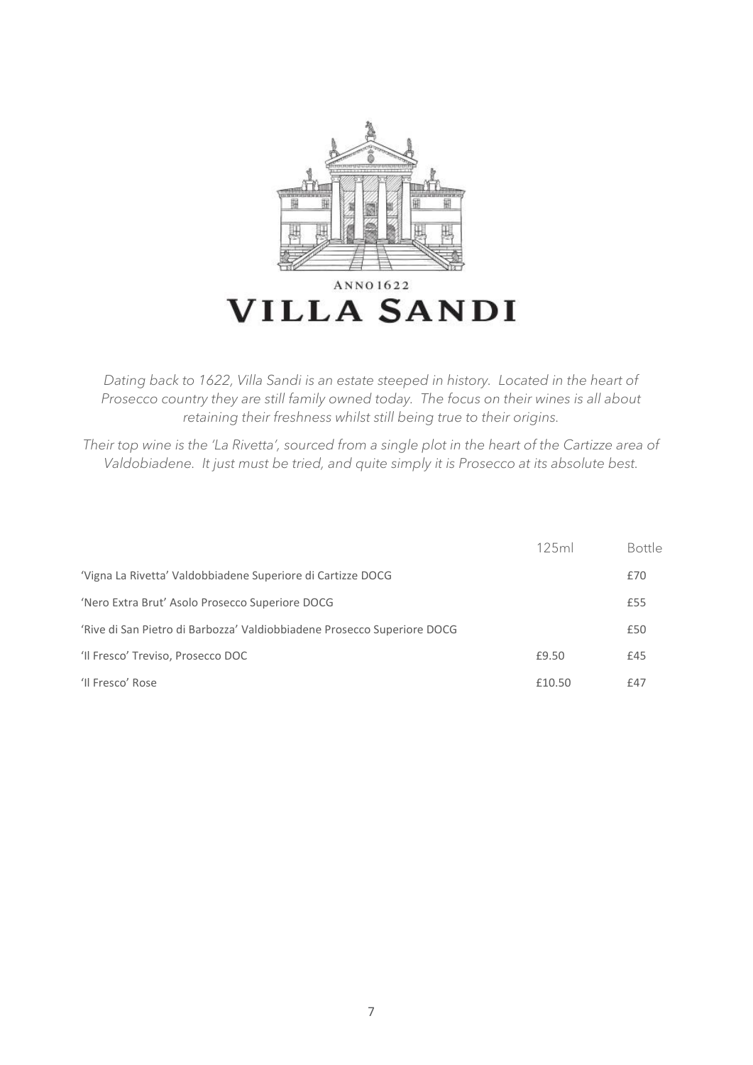ANNO 1622

# VILLA SANDI

*Dating back to 1622, Villa Sandi is an estate steeped in history. Located in the heart of Prosecco country they are still family owned today. The focus on their wines is all about retaining their freshness whilst still being true to their origins.*

*Their top wine is the 'La Rivetta', sourced from a single plot in the heart of the Cartizze area of Valdobiadene. It just must be tried, and quite simply it is Prosecco at its absolute best.*

| | 125ml | Bottle |
|---|---|---|
| 'Vigna La Rivetta' Valdobbiadene Superiore di Cartizze DOCG | | £70 |
| 'Nero Extra Brut' Asolo Prosecco Superiore DOCG | | £55 |
| 'Rive di San Pietro di Barbozza' Valdiobbiadene Prosecco Superiore DOCG | | £50 |
| 'Il Fresco' Treviso, Prosecco DOC | £9.50 | £45 |
| 'Il Fresco' Rose | £10.50 | £47 |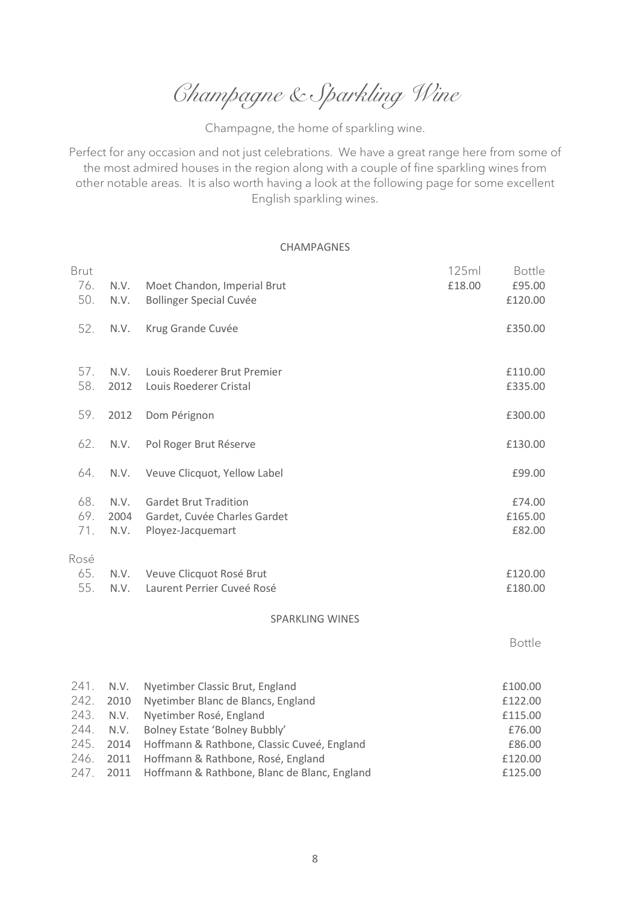# Champagne & Sparkling Wine

Champagne, the home of sparkling wine.

Perfect for any occasion and not just celebrations. We have a great range here from some of the most admired houses in the region along with a couple of fine sparkling wines from other notable areas. It is also worth having a look at the following page for some excellent English sparkling wines.

## CHAMPAGNES

| | | | 125ml | Bottle |
|---|---|---|---|---|
| **Brut** | | | | |
| 76. | N.V. | Moet Chandon, Imperial Brut | £18.00 | £95.00 |
| 50. | N.V. | Bollinger Special Cuvée | | £120.00 |
| 52. | N.V. | Krug Grande Cuvée | | £350.00 |
| 57. | N.V. | Louis Roederer Brut Premier | | £110.00 |
| 58. | 2012 | Louis Roederer Cristal | | £335.00 |
| 59. | 2012 | Dom Pérignon | | £300.00 |
| 62. | N.V. | Pol Roger Brut Réserve | | £130.00 |
| 64. | N.V. | Veuve Clicquot, Yellow Label | | £99.00 |
| 68. | N.V. | Gardet Brut Tradition | | £74.00 |
| 69. | 2004 | Gardet, Cuvée Charles Gardet | | £165.00 |
| 71. | N.V. | Ployez-Jacquemart | | £82.00 |
| **Rosé** | | | | |
| 65. | N.V. | Veuve Clicquot Rosé Brut | | £120.00 |
| 55. | N.V. | Laurent Perrier Cuveé Rosé | | £180.00 |

## SPARKLING WINES

| | | | Bottle |
|---|---|---|---|
| 241. | N.V. | Nyetimber Classic Brut, England | £100.00 |
| 242. | 2010 | Nyetimber Blanc de Blancs, England | £122.00 |
| 243. | N.V. | Nyetimber Rosé, England | £115.00 |
| 244. | N.V. | Bolney Estate 'Bolney Bubbly' | £76.00 |
| 245. | 2014 | Hoffmann & Rathbone, Classic Cuveé, England | £86.00 |
| 246. | 2011 | Hoffmann & Rathbone, Rosé, England | £120.00 |
| 247. | 2011 | Hoffmann & Rathbone, Blanc de Blanc, England | £125.00 |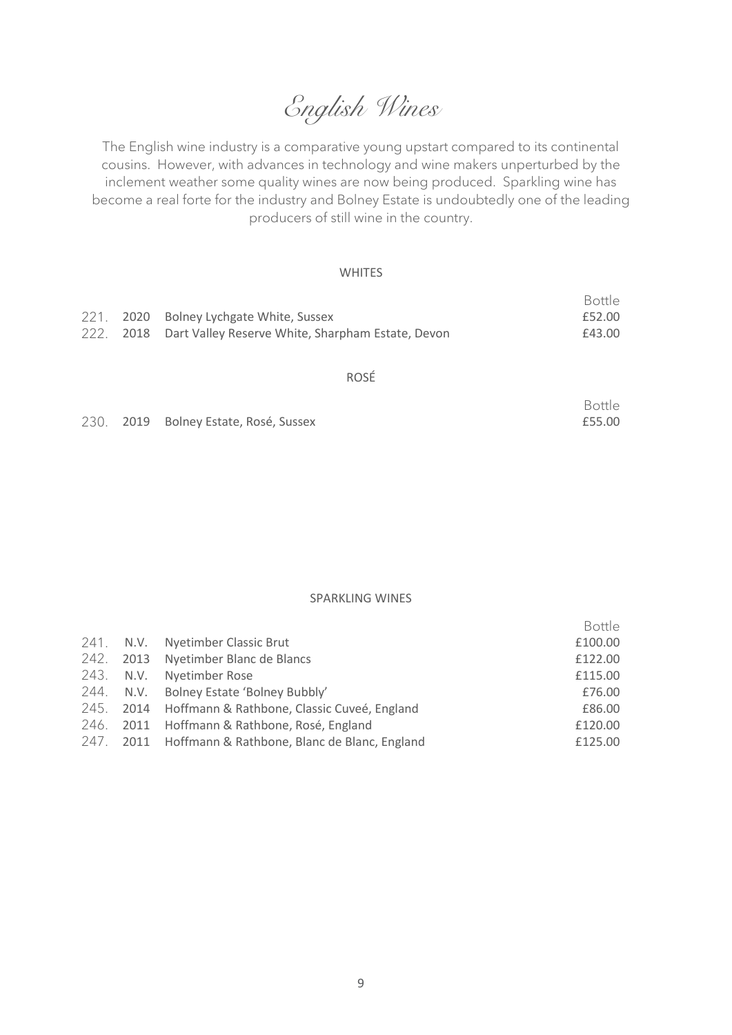# English Wines

The English wine industry is a comparative young upstart compared to its continental cousins. However, with advances in technology and wine makers unperturbed by the inclement weather some quality wines are now being produced. Sparkling wine has become a real forte for the industry and Bolney Estate is undoubtedly one of the leading producers of still wine in the country.

## WHITES

| | | | Bottle |
|---|---|---|---|
| 221. | 2020 | Bolney Lychgate White, Sussex | £52.00 |
| 222. | 2018 | Dart Valley Reserve White, Sharpham Estate, Devon | £43.00 |

## ROSÉ

| | | | Bottle |
|---|---|---|---|
| 230. | 2019 | Bolney Estate, Rosé, Sussex | £55.00 |

## SPARKLING WINES

| | | | Bottle |
|---|---|---|---|
| 241. | N.V. | Nyetimber Classic Brut | £100.00 |
| 242. | 2013 | Nyetimber Blanc de Blancs | £122.00 |
| 243. | N.V. | Nyetimber Rose | £115.00 |
| 244. | N.V. | Bolney Estate 'Bolney Bubbly' | £76.00 |
| 245. | 2014 | Hoffmann & Rathbone, Classic Cuveé, England | £86.00 |
| 246. | 2011 | Hoffmann & Rathbone, Rosé, England | £120.00 |
| 247. | 2011 | Hoffmann & Rathbone, Blanc de Blanc, England | £125.00 |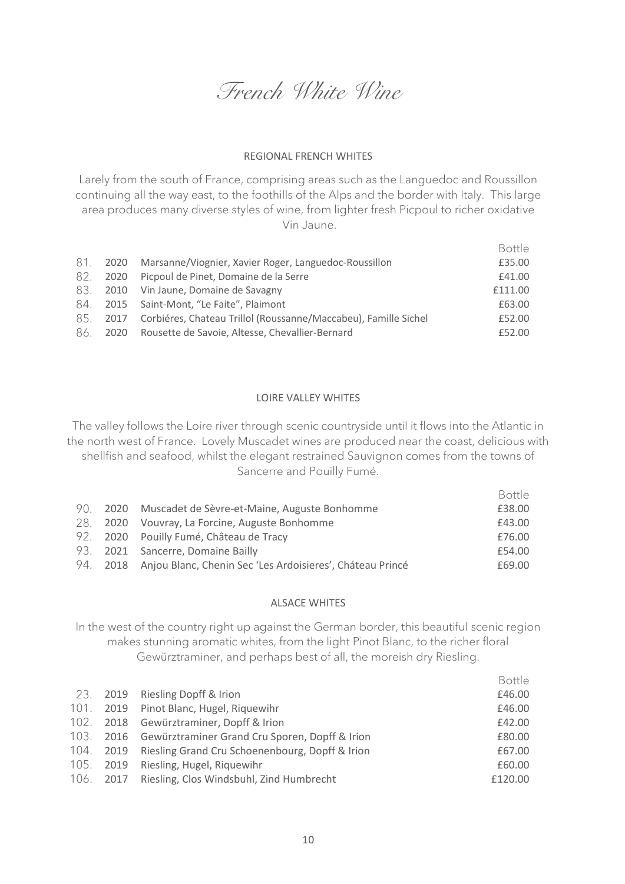# French White Wine

## REGIONAL FRENCH WHITES

Larely from the south of France, comprising areas such as the Languedoc and Roussillon continuing all the way east, to the foothills of the Alps and the border with Italy. This large area produces many diverse styles of wine, from lighter fresh Picpoul to richer oxidative Vin Jaune.

| | | | Bottle |
|---|---|---|---|
| 81. | 2020 | Marsanne/Viognier, Xavier Roger, Languedoc-Roussillon | £35.00 |
| 82. | 2020 | Picpoul de Pinet, Domaine de la Serre | £41.00 |
| 83. | 2010 | Vin Jaune, Domaine de Savagny | £111.00 |
| 84. | 2015 | Saint-Mont, "Le Faite", Plaimont | £63.00 |
| 85. | 2017 | Corbiéres, Chateau Trillol (Roussanne/Maccabeu), Famille Sichel | £52.00 |
| 86. | 2020 | Rousette de Savoie, Altesse, Chevallier-Bernard | £52.00 |

## LOIRE VALLEY WHITES

The valley follows the Loire river through scenic countryside until it flows into the Atlantic in the north west of France. Lovely Muscadet wines are produced near the coast, delicious with shellfish and seafood, whilst the elegant restrained Sauvignon comes from the towns of Sancerre and Pouilly Fumé.

| | | | Bottle |
|---|---|---|---|
| 90. | 2020 | Muscadet de Sèvre-et-Maine, Auguste Bonhomme | £38.00 |
| 28. | 2020 | Vouvray, La Forcine, Auguste Bonhomme | £43.00 |
| 92. | 2020 | Pouilly Fumé, Château de Tracy | £76.00 |
| 93. | 2021 | Sancerre, Domaine Bailly | £54.00 |
| 94. | 2018 | Anjou Blanc, Chenin Sec 'Les Ardoisieres', Cháteau Princé | £69.00 |

## ALSACE WHITES

In the west of the country right up against the German border, this beautiful scenic region makes stunning aromatic whites, from the light Pinot Blanc, to the richer floral Gewürztraminer, and perhaps best of all, the moreish dry Riesling.

| | | | Bottle |
|---|---|---|---|
| 23. | 2019 | Riesling Dopff & Irion | £46.00 |
| 101. | 2019 | Pinot Blanc, Hugel, Riquewihr | £46.00 |
| 102. | 2018 | Gewürztraminer, Dopff & Irion | £42.00 |
| 103. | 2016 | Gewürztraminer Grand Cru Sporen, Dopff & Irion | £80.00 |
| 104. | 2019 | Riesling Grand Cru Schoenenbourg, Dopff & Irion | £67.00 |
| 105. | 2019 | Riesling, Hugel, Riquewihr | £60.00 |
| 106. | 2017 | Riesling, Clos Windsbuhl, Zind Humbrecht | £120.00 |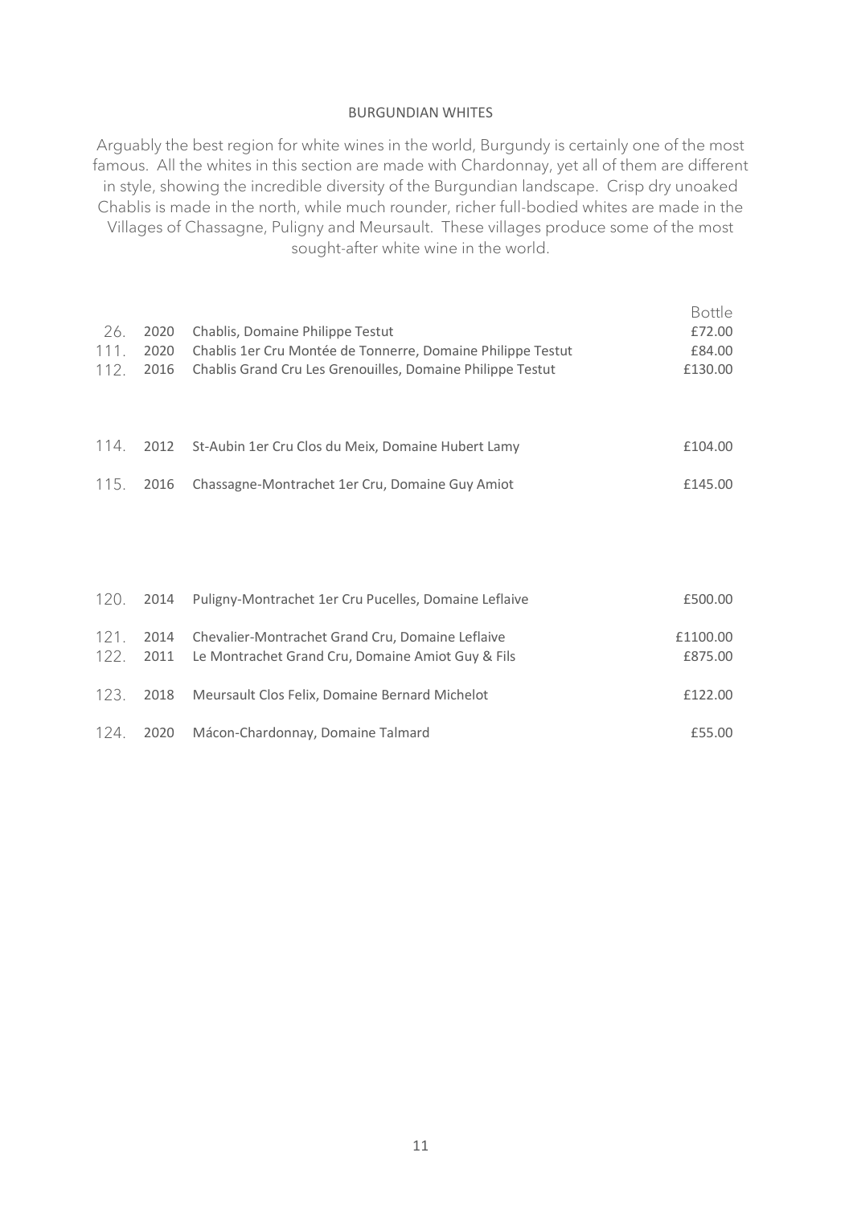## BURGUNDIAN WHITES

Arguably the best region for white wines in the world, Burgundy is certainly one of the most famous. All the whites in this section are made with Chardonnay, yet all of them are different in style, showing the incredible diversity of the Burgundian landscape. Crisp dry unoaked Chablis is made in the north, while much rounder, richer full-bodied whites are made in the Villages of Chassagne, Puligny and Meursault. These villages produce some of the most sought-after white wine in the world.

| No. | Vintage | Wine | Bottle |
|---|---|---|---|
| 26. | 2020 | Chablis, Domaine Philippe Testut | £72.00 |
| 111. | 2020 | Chablis 1er Cru Montée de Tonnerre, Domaine Philippe Testut | £84.00 |
| 112. | 2016 | Chablis Grand Cru Les Grenouilles, Domaine Philippe Testut | £130.00 |
| 114. | 2012 | St-Aubin 1er Cru Clos du Meix, Domaine Hubert Lamy | £104.00 |
| 115. | 2016 | Chassagne-Montrachet 1er Cru, Domaine Guy Amiot | £145.00 |
| 120. | 2014 | Puligny-Montrachet 1er Cru Pucelles, Domaine Leflaive | £500.00 |
| 121. | 2014 | Chevalier-Montrachet Grand Cru, Domaine Leflaive | £1100.00 |
| 122. | 2011 | Le Montrachet Grand Cru, Domaine Amiot Guy & Fils | £875.00 |
| 123. | 2018 | Meursault Clos Felix, Domaine Bernard Michelot | £122.00 |
| 124. | 2020 | Mácon-Chardonnay, Domaine Talmard | £55.00 |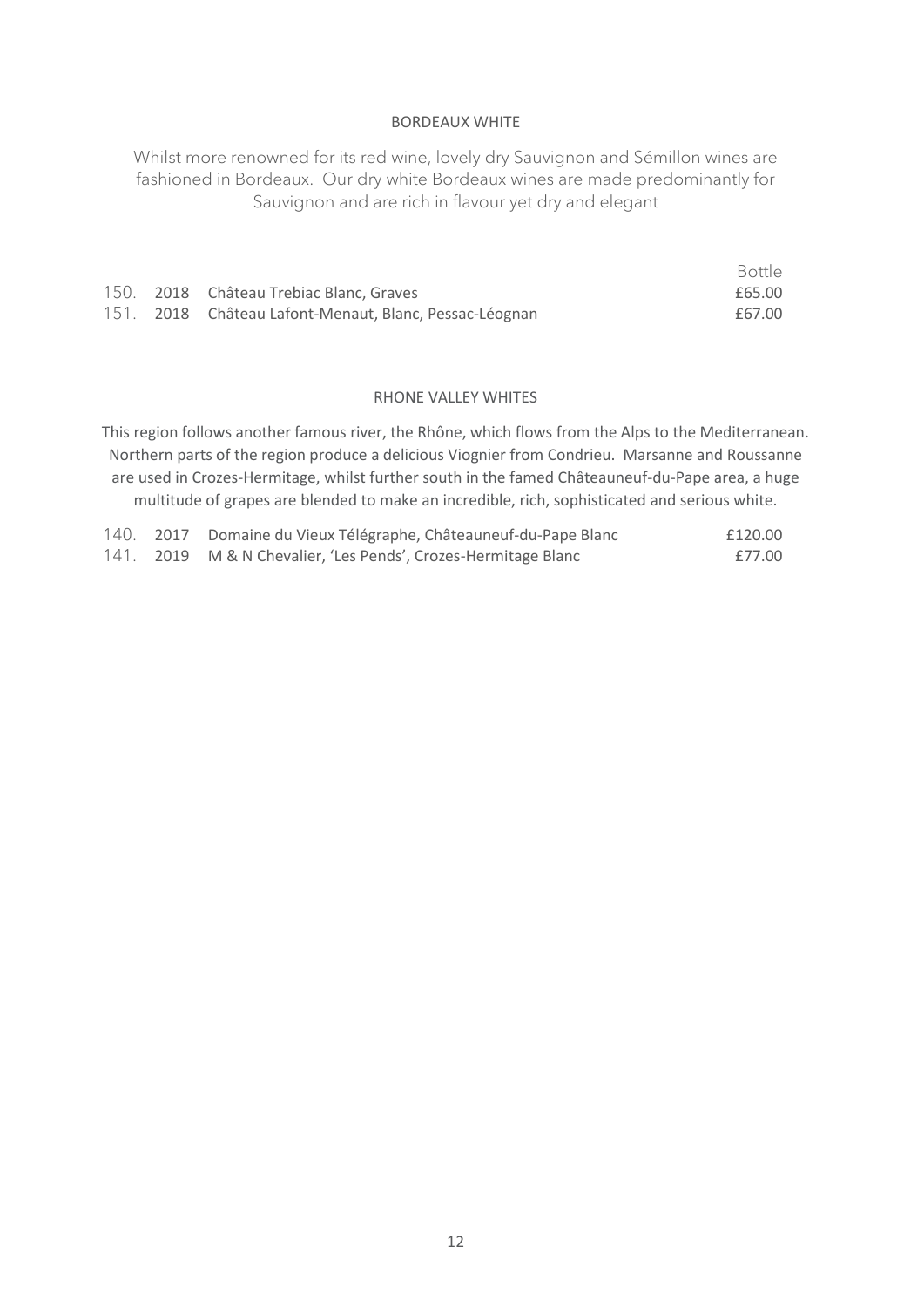## BORDEAUX WHITE

Whilst more renowned for its red wine, lovely dry Sauvignon and Sémillon wines are fashioned in Bordeaux. Our dry white Bordeaux wines are made predominantly for Sauvignon and are rich in flavour yet dry and elegant

| | | | Bottle |
|---|---|---|---|
| 150. | 2018 | Château Trebiac Blanc, Graves | £65.00 |
| 151. | 2018 | Château Lafont-Menaut, Blanc, Pessac-Léognan | £67.00 |

## RHONE VALLEY WHITES

This region follows another famous river, the Rhône, which flows from the Alps to the Mediterranean. Northern parts of the region produce a delicious Viognier from Condrieu. Marsanne and Roussanne are used in Crozes-Hermitage, whilst further south in the famed Châteauneuf-du-Pape area, a huge multitude of grapes are blended to make an incredible, rich, sophisticated and serious white.

| | | | |
|---|---|---|---|
| 140. | 2017 | Domaine du Vieux Télégraphe, Châteauneuf-du-Pape Blanc | £120.00 |
| 141. | 2019 | M & N Chevalier, 'Les Pends', Crozes-Hermitage Blanc | £77.00 |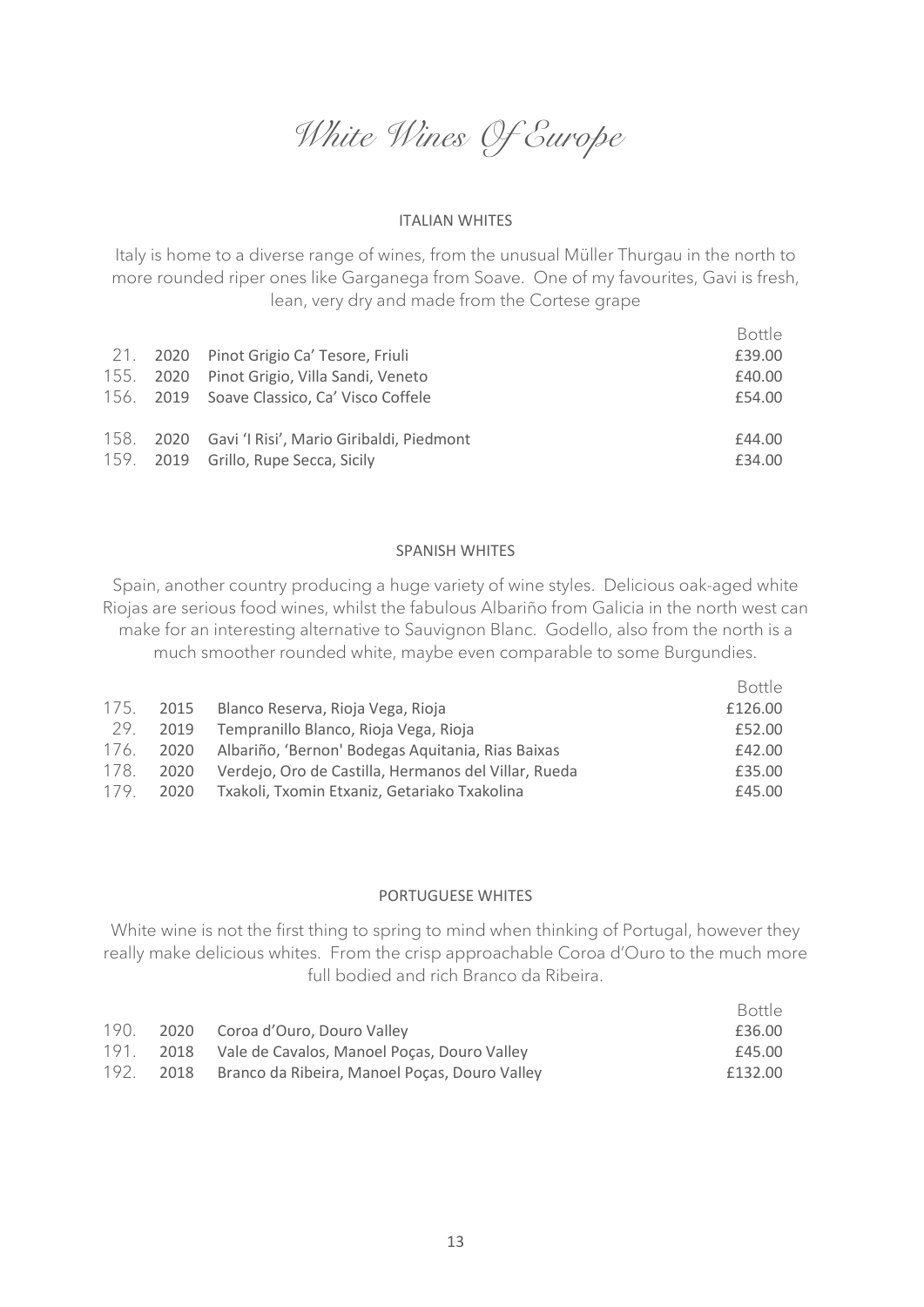# White Wines Of Europe

## ITALIAN WHITES

Italy is home to a diverse range of wines, from the unusual Müller Thurgau in the north to more rounded riper ones like Garganega from Soave. One of my favourites, Gavi is fresh, lean, very dry and made from the Cortese grape

| | | | Bottle |
|---|---|---|---|
| 21. | 2020 | Pinot Grigio Ca' Tesore, Friuli | £39.00 |
| 155. | 2020 | Pinot Grigio, Villa Sandi, Veneto | £40.00 |
| 156. | 2019 | Soave Classico, Ca' Visco Coffele | £54.00 |
| 158. | 2020 | Gavi 'I Risi', Mario Giribaldi, Piedmont | £44.00 |
| 159. | 2019 | Grillo, Rupe Secca, Sicily | £34.00 |

## SPANISH WHITES

Spain, another country producing a huge variety of wine styles. Delicious oak-aged white Riojas are serious food wines, whilst the fabulous Albariño from Galicia in the north west can make for an interesting alternative to Sauvignon Blanc. Godello, also from the north is a much smoother rounded white, maybe even comparable to some Burgundies.

| | | | Bottle |
|---|---|---|---|
| 175. | 2015 | Blanco Reserva, Rioja Vega, Rioja | £126.00 |
| 29. | 2019 | Tempranillo Blanco, Rioja Vega, Rioja | £52.00 |
| 176. | 2020 | Albariño, 'Bernon' Bodegas Aquitania, Rias Baixas | £42.00 |
| 178. | 2020 | Verdejo, Oro de Castilla, Hermanos del Villar, Rueda | £35.00 |
| 179. | 2020 | Txakoli, Txomin Etxaniz, Getariako Txakolina | £45.00 |

## PORTUGUESE WHITES

White wine is not the first thing to spring to mind when thinking of Portugal, however they really make delicious whites. From the crisp approachable Coroa d'Ouro to the much more full bodied and rich Branco da Ribeira.

| | | | Bottle |
|---|---|---|---|
| 190. | 2020 | Coroa d'Ouro, Douro Valley | £36.00 |
| 191. | 2018 | Vale de Cavalos, Manoel Poças, Douro Valley | £45.00 |
| 192. | 2018 | Branco da Ribeira, Manoel Poças, Douro Valley | £132.00 |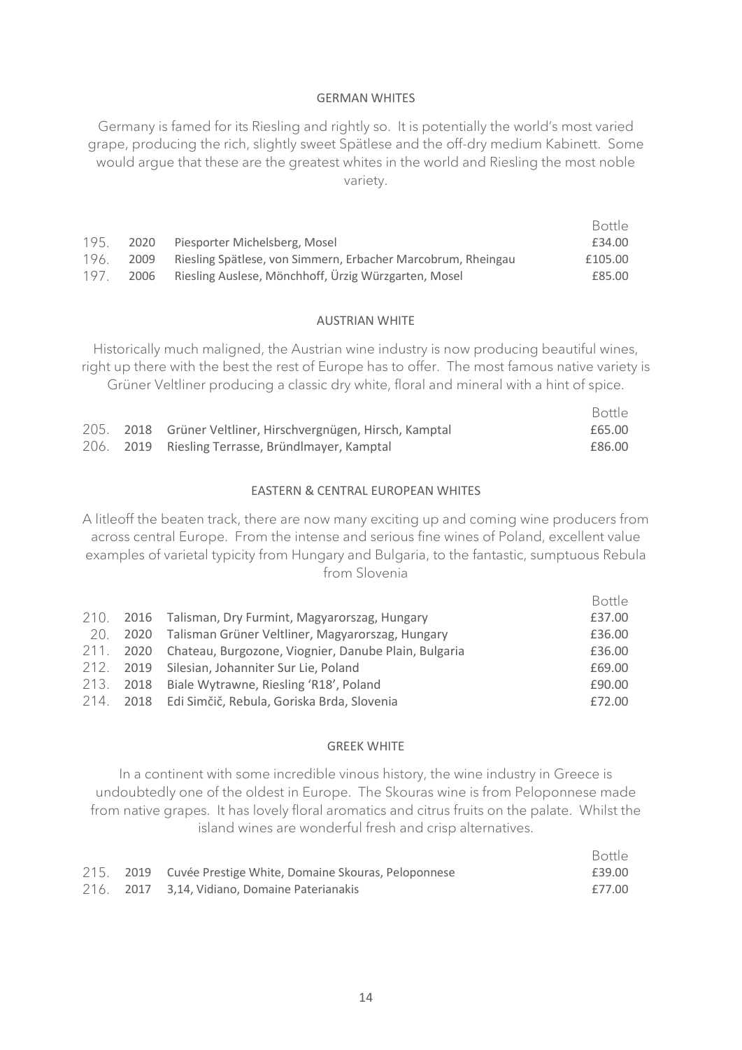## GERMAN WHITES

Germany is famed for its Riesling and rightly so. It is potentially the world's most varied grape, producing the rich, slightly sweet Spätlese and the off-dry medium Kabinett. Some would argue that these are the greatest whites in the world and Riesling the most noble variety.

| | | | Bottle |
|---|---|---|---|
| 195. | 2020 | Piesporter Michelsberg, Mosel | £34.00 |
| 196. | 2009 | Riesling Spätlese, von Simmern, Erbacher Marcobrum, Rheingau | £105.00 |
| 197. | 2006 | Riesling Auslese, Mönchhoff, Ürzig Würzgarten, Mosel | £85.00 |

## AUSTRIAN WHITE

Historically much maligned, the Austrian wine industry is now producing beautiful wines, right up there with the best the rest of Europe has to offer. The most famous native variety is Grüner Veltliner producing a classic dry white, floral and mineral with a hint of spice.

| | | | Bottle |
|---|---|---|---|
| 205. | 2018 | Grüner Veltliner, Hirschvergnügen, Hirsch, Kamptal | £65.00 |
| 206. | 2019 | Riesling Terrasse, Bründlmayer, Kamptal | £86.00 |

## EASTERN & CENTRAL EUROPEAN WHITES

A litleoff the beaten track, there are now many exciting up and coming wine producers from across central Europe. From the intense and serious fine wines of Poland, excellent value examples of varietal typicity from Hungary and Bulgaria, to the fantastic, sumptuous Rebula from Slovenia

| | | | Bottle |
|---|---|---|---|
| 210. | 2016 | Talisman, Dry Furmint, Magyarorszag, Hungary | £37.00 |
| 20. | 2020 | Talisman Grüner Veltliner, Magyarorszag, Hungary | £36.00 |
| 211. | 2020 | Chateau, Burgozone, Viognier, Danube Plain, Bulgaria | £36.00 |
| 212. | 2019 | Silesian, Johanniter Sur Lie, Poland | £69.00 |
| 213. | 2018 | Biale Wytrawne, Riesling 'R18', Poland | £90.00 |
| 214. | 2018 | Edi Simčič, Rebula, Goriska Brda, Slovenia | £72.00 |

## GREEK WHITE

In a continent with some incredible vinous history, the wine industry in Greece is undoubtedly one of the oldest in Europe. The Skouras wine is from Peloponnese made from native grapes. It has lovely floral aromatics and citrus fruits on the palate. Whilst the island wines are wonderful fresh and crisp alternatives.

| | | | Bottle |
|---|---|---|---|
| 215. | 2019 | Cuvée Prestige White, Domaine Skouras, Peloponnese | £39.00 |
| 216. | 2017 | 3,14, Vidiano, Domaine Paterianakis | £77.00 |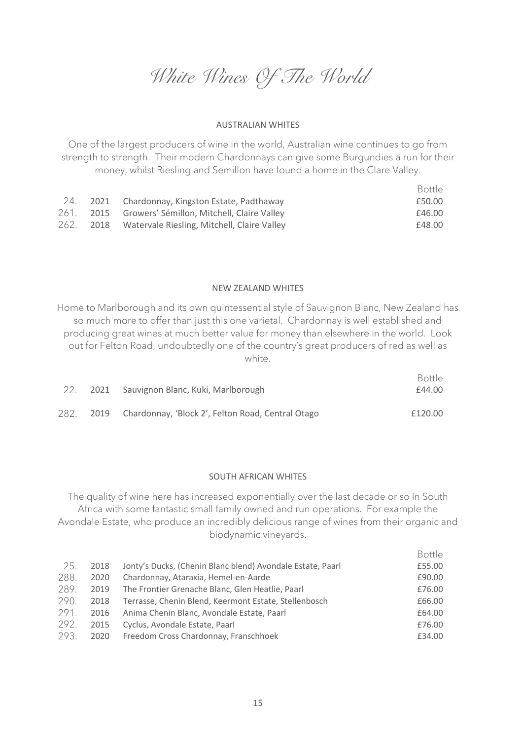# *White Wines Of The World*

## AUSTRALIAN WHITES

One of the largest producers of wine in the world, Australian wine continues to go from strength to strength. Their modern Chardonnays can give some Burgundies a run for their money, whilst Riesling and Semillon have found a home in the Clare Valley.

| | | | Bottle |
|---|---|---|---|
| 24. | 2021 | Chardonnay, Kingston Estate, Padthaway | £50.00 |
| 261. | 2015 | Growers' Sémillon, Mitchell, Claire Valley | £46.00 |
| 262. | 2018 | Watervale Riesling, Mitchell, Claire Valley | £48.00 |

## NEW ZEALAND WHITES

Home to Marlborough and its own quintessential style of Sauvignon Blanc, New Zealand has so much more to offer than just this one varietal. Chardonnay is well established and producing great wines at much better value for money than elsewhere in the world. Look out for Felton Road, undoubtedly one of the country's great producers of red as well as white.

| | | | Bottle |
|---|---|---|---|
| 22. | 2021 | Sauvignon Blanc, Kuki, Marlborough | £44.00 |
| 282. | 2019 | Chardonnay, 'Block 2', Felton Road, Central Otago | £120.00 |

## SOUTH AFRICAN WHITES

The quality of wine here has increased exponentially over the last decade or so in South Africa with some fantastic small family owned and run operations. For example the Avondale Estate, who produce an incredibly delicious range of wines from their organic and biodynamic vineyards.

| | | | Bottle |
|---|---|---|---|
| 25. | 2018 | Jonty's Ducks, (Chenin Blanc blend) Avondale Estate, Paarl | £55.00 |
| 288. | 2020 | Chardonnay, Ataraxia, Hemel-en-Aarde | £90.00 |
| 289. | 2019 | The Frontier Grenache Blanc, Glen Heatlie, Paarl | £76.00 |
| 290. | 2018 | Terrasse, Chenin Blend, Keermont Estate, Stellenbosch | £66.00 |
| 291. | 2016 | Anima Chenin Blanc, Avondale Estate, Paarl | £64.00 |
| 292. | 2015 | Cyclus, Avondale Estate, Paarl | £76.00 |
| 293. | 2020 | Freedom Cross Chardonnay, Franschhoek | £34.00 |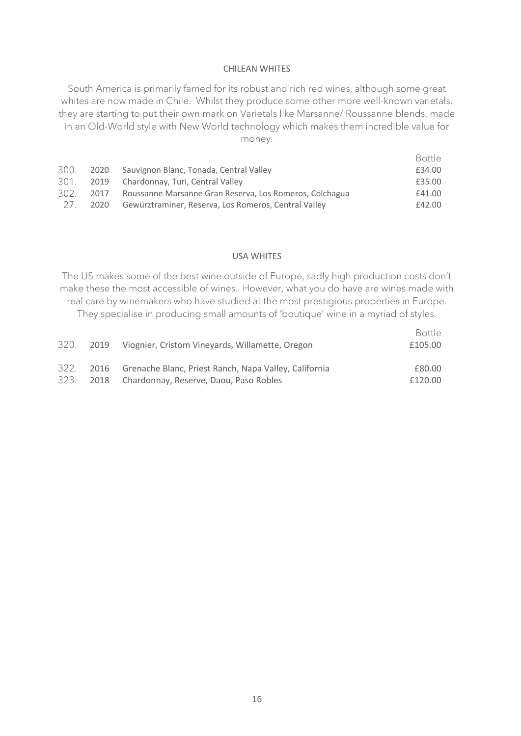## CHILEAN WHITES

South America is primarily famed for its robust and rich red wines, although some great whites are now made in Chile. Whilst they produce some other more well-known varietals, they are starting to put their own mark on Varietals like Marsanne/ Roussanne blends, made in an Old-World style with New World technology which makes them incredible value for money.

| | | | Bottle |
|---|---|---|---|
| 300. | 2020 | Sauvignon Blanc, Tonada, Central Valley | £34.00 |
| 301. | 2019 | Chardonnay, Turi, Central Valley | £35.00 |
| 302. | 2017 | Roussanne Marsanne Gran Reserva, Los Romeros, Colchagua | £41.00 |
| 27. | 2020 | Gewürztraminer, Reserva, Los Romeros, Central Valley | £42.00 |

## USA WHITES

The US makes some of the best wine outside of Europe, sadly high production costs don't make these the most accessible of wines. However, what you do have are wines made with real care by winemakers who have studied at the most prestigious properties in Europe. They specialise in producing small amounts of 'boutique' wine in a myriad of styles.

| | | | Bottle |
|---|---|---|---|
| 320. | 2019 | Viognier, Cristom Vineyards, Willamette, Oregon | £105.00 |
| 322. | 2016 | Grenache Blanc, Priest Ranch, Napa Valley, California | £80.00 |
| 323. | 2018 | Chardonnay, Reserve, Daou, Paso Robles | £120.00 |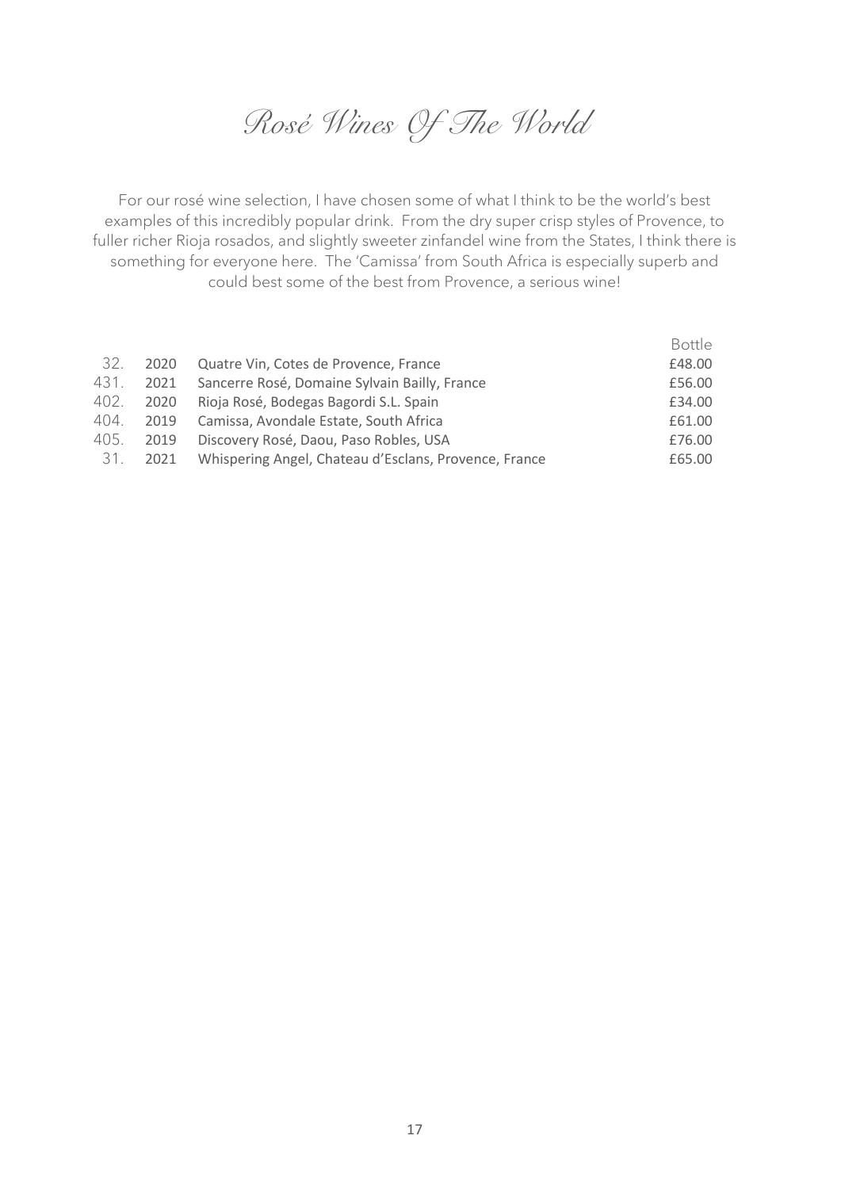# Rosé Wines Of The World

For our rosé wine selection, I have chosen some of what I think to be the world's best examples of this incredibly popular drink. From the dry super crisp styles of Provence, to fuller richer Rioja rosados, and slightly sweeter zinfandel wine from the States, I think there is something for everyone here. The 'Camissa' from South Africa is especially superb and could best some of the best from Provence, a serious wine!

| | | | Bottle |
|---|---|---|---|
| 32. | 2020 | Quatre Vin, Cotes de Provence, France | £48.00 |
| 431. | 2021 | Sancerre Rosé, Domaine Sylvain Bailly, France | £56.00 |
| 402. | 2020 | Rioja Rosé, Bodegas Bagordi S.L. Spain | £34.00 |
| 404. | 2019 | Camissa, Avondale Estate, South Africa | £61.00 |
| 405. | 2019 | Discovery Rosé, Daou, Paso Robles, USA | £76.00 |
| 31. | 2021 | Whispering Angel, Chateau d'Esclans, Provence, France | £65.00 |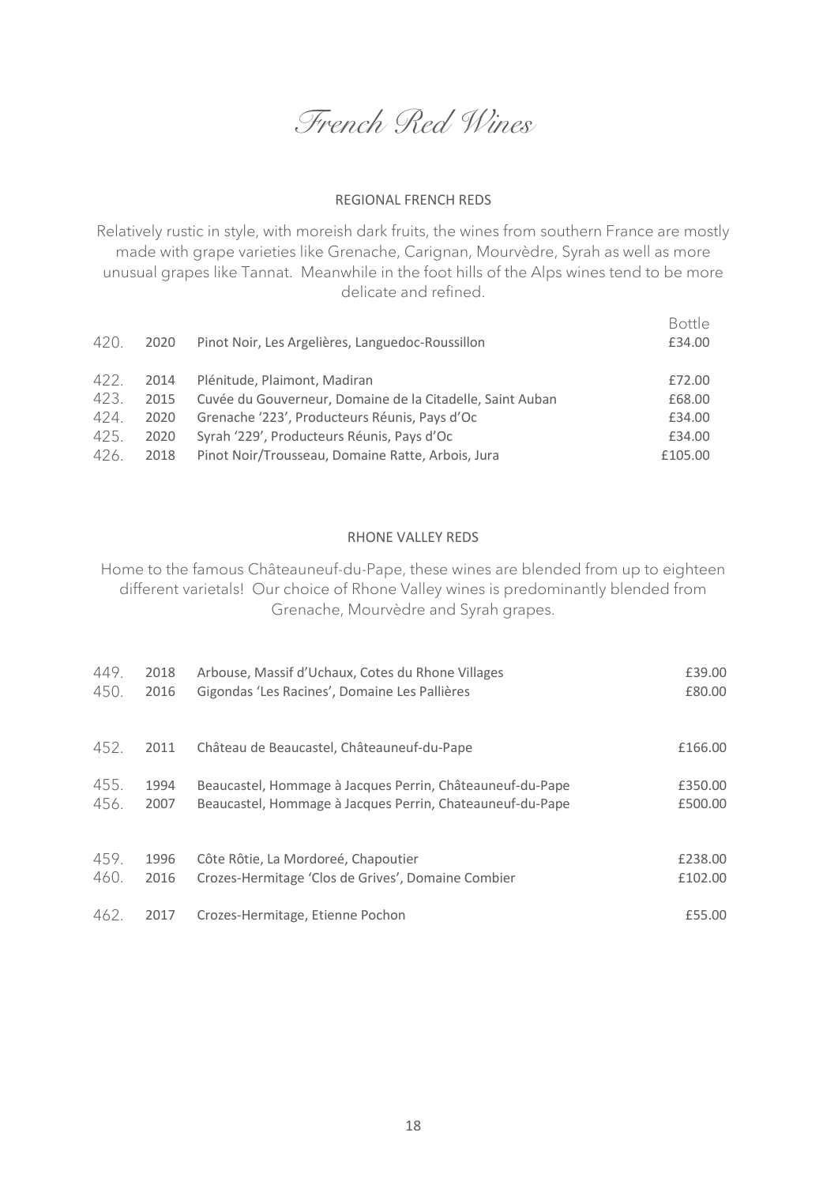# French Red Wines

## REGIONAL FRENCH REDS

Relatively rustic in style, with moreish dark fruits, the wines from southern France are mostly made with grape varieties like Grenache, Carignan, Mourvèdre, Syrah as well as more unusual grapes like Tannat. Meanwhile in the foot hills of the Alps wines tend to be more delicate and refined.

| | | | Bottle |
|---|---|---|---|
| 420. | 2020 | Pinot Noir, Les Argelières, Languedoc-Roussillon | £34.00 |
| 422. | 2014 | Plénitude, Plaimont, Madiran | £72.00 |
| 423. | 2015 | Cuvée du Gouverneur, Domaine de la Citadelle, Saint Auban | £68.00 |
| 424. | 2020 | Grenache '223', Producteurs Réunis, Pays d'Oc | £34.00 |
| 425. | 2020 | Syrah '229', Producteurs Réunis, Pays d'Oc | £34.00 |
| 426. | 2018 | Pinot Noir/Trousseau, Domaine Ratte, Arbois, Jura | £105.00 |

## RHONE VALLEY REDS

Home to the famous Châteauneuf-du-Pape, these wines are blended from up to eighteen different varietals! Our choice of Rhone Valley wines is predominantly blended from Grenache, Mourvèdre and Syrah grapes.

| | | | |
|---|---|---|---|
| 449. | 2018 | Arbouse, Massif d'Uchaux, Cotes du Rhone Villages | £39.00 |
| 450. | 2016 | Gigondas 'Les Racines', Domaine Les Pallières | £80.00 |
| 452. | 2011 | Château de Beaucastel, Châteauneuf-du-Pape | £166.00 |
| 455. | 1994 | Beaucastel, Hommage à Jacques Perrin, Châteauneuf-du-Pape | £350.00 |
| 456. | 2007 | Beaucastel, Hommage à Jacques Perrin, Chateauneuf-du-Pape | £500.00 |
| 459. | 1996 | Côte Rôtie, La Mordoreé, Chapoutier | £238.00 |
| 460. | 2016 | Crozes-Hermitage 'Clos de Grives', Domaine Combier | £102.00 |
| 462. | 2017 | Crozes-Hermitage, Etienne Pochon | £55.00 |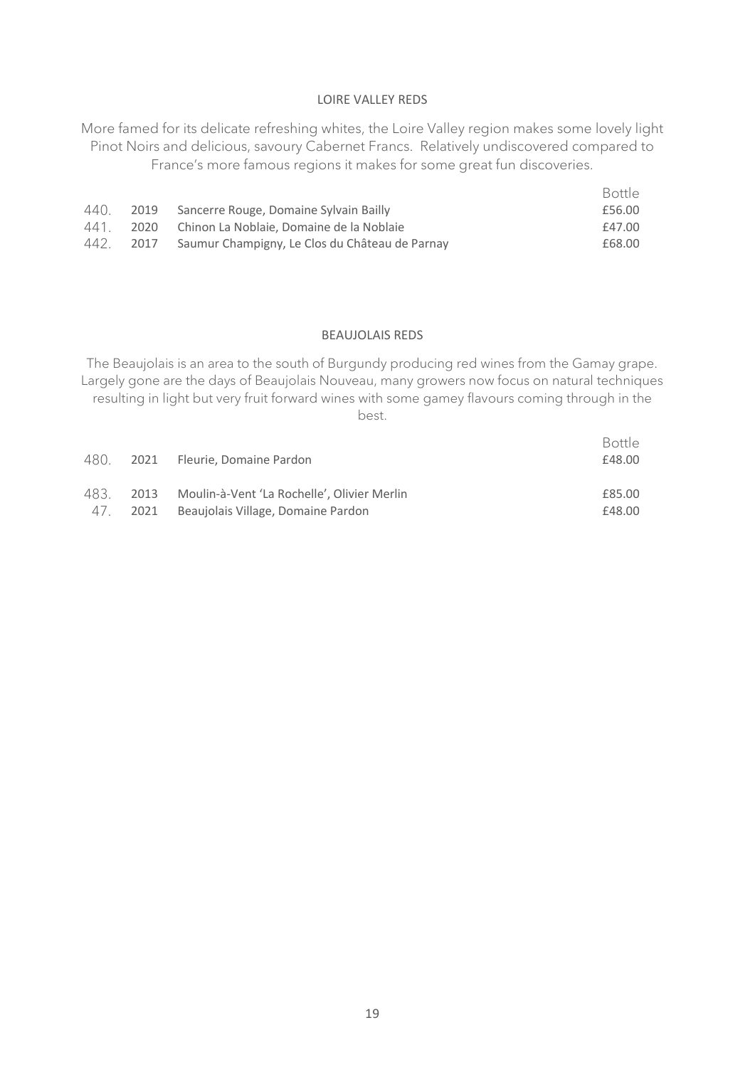## LOIRE VALLEY REDS

More famed for its delicate refreshing whites, the Loire Valley region makes some lovely light Pinot Noirs and delicious, savoury Cabernet Francs. Relatively undiscovered compared to France's more famous regions it makes for some great fun discoveries.

| | | | Bottle |
|---|---|---|---|
| 440. | 2019 | Sancerre Rouge, Domaine Sylvain Bailly | £56.00 |
| 441. | 2020 | Chinon La Noblaie, Domaine de la Noblaie | £47.00 |
| 442. | 2017 | Saumur Champigny, Le Clos du Château de Parnay | £68.00 |

## BEAUJOLAIS REDS

The Beaujolais is an area to the south of Burgundy producing red wines from the Gamay grape. Largely gone are the days of Beaujolais Nouveau, many growers now focus on natural techniques resulting in light but very fruit forward wines with some gamey flavours coming through in the best.

| | | | Bottle |
|---|---|---|---|
| 480. | 2021 | Fleurie, Domaine Pardon | £48.00 |
| 483. | 2013 | Moulin-à-Vent 'La Rochelle', Olivier Merlin | £85.00 |
| 47. | 2021 | Beaujolais Village, Domaine Pardon | £48.00 |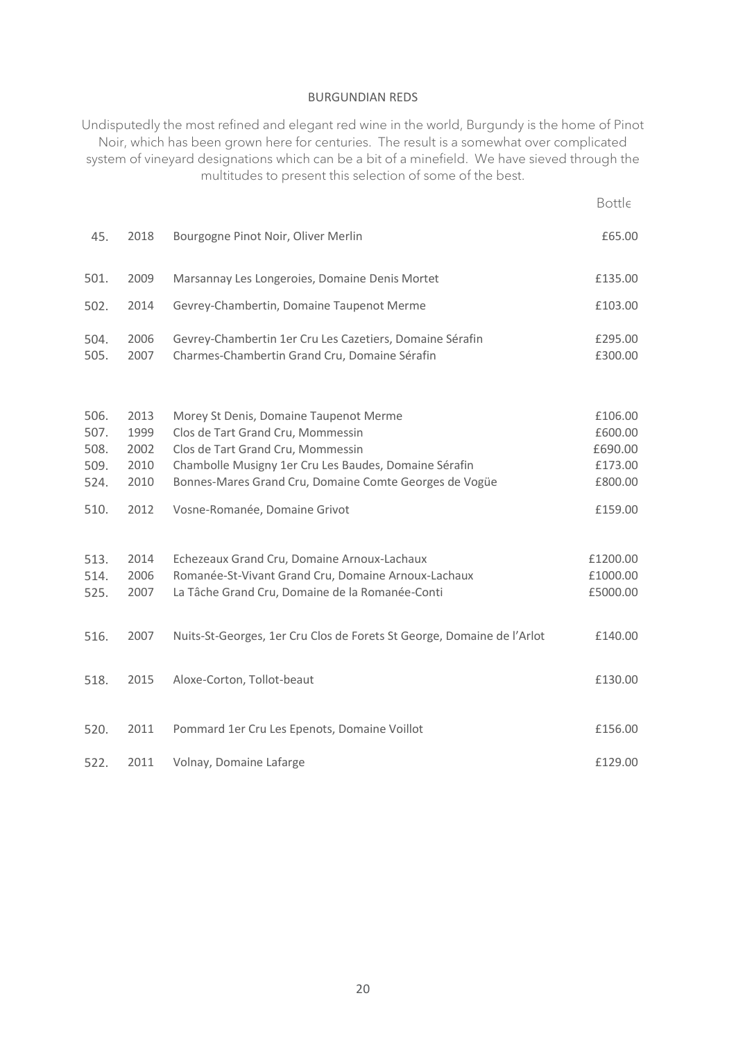## BURGUNDIAN REDS

Undisputedly the most refined and elegant red wine in the world, Burgundy is the home of Pinot Noir, which has been grown here for centuries. The result is a somewhat over complicated system of vineyard designations which can be a bit of a minefield. We have sieved through the multitudes to present this selection of some of the best.

| | | | Bottle |
|---|---|---|---|
| 45. | 2018 | Bourgogne Pinot Noir, Oliver Merlin | £65.00 |
| 501. | 2009 | Marsannay Les Longeroies, Domaine Denis Mortet | £135.00 |
| 502. | 2014 | Gevrey-Chambertin, Domaine Taupenot Merme | £103.00 |
| 504. | 2006 | Gevrey-Chambertin 1er Cru Les Cazetiers, Domaine Sérafin | £295.00 |
| 505. | 2007 | Charmes-Chambertin Grand Cru, Domaine Sérafin | £300.00 |
| 506. | 2013 | Morey St Denis, Domaine Taupenot Merme | £106.00 |
| 507. | 1999 | Clos de Tart Grand Cru, Mommessin | £600.00 |
| 508. | 2002 | Clos de Tart Grand Cru, Mommessin | £690.00 |
| 509. | 2010 | Chambolle Musigny 1er Cru Les Baudes, Domaine Sérafin | £173.00 |
| 524. | 2010 | Bonnes-Mares Grand Cru, Domaine Comte Georges de Vogüe | £800.00 |
| 510. | 2012 | Vosne-Romanée, Domaine Grivot | £159.00 |
| 513. | 2014 | Echezeaux Grand Cru, Domaine Arnoux-Lachaux | £1200.00 |
| 514. | 2006 | Romanée-St-Vivant Grand Cru, Domaine Arnoux-Lachaux | £1000.00 |
| 525. | 2007 | La Tâche Grand Cru, Domaine de la Romanée-Conti | £5000.00 |
| 516. | 2007 | Nuits-St-Georges, 1er Cru Clos de Forets St George, Domaine de l'Arlot | £140.00 |
| 518. | 2015 | Aloxe-Corton, Tollot-beaut | £130.00 |
| 520. | 2011 | Pommard 1er Cru Les Epenots, Domaine Voillot | £156.00 |
| 522. | 2011 | Volnay, Domaine Lafarge | £129.00 |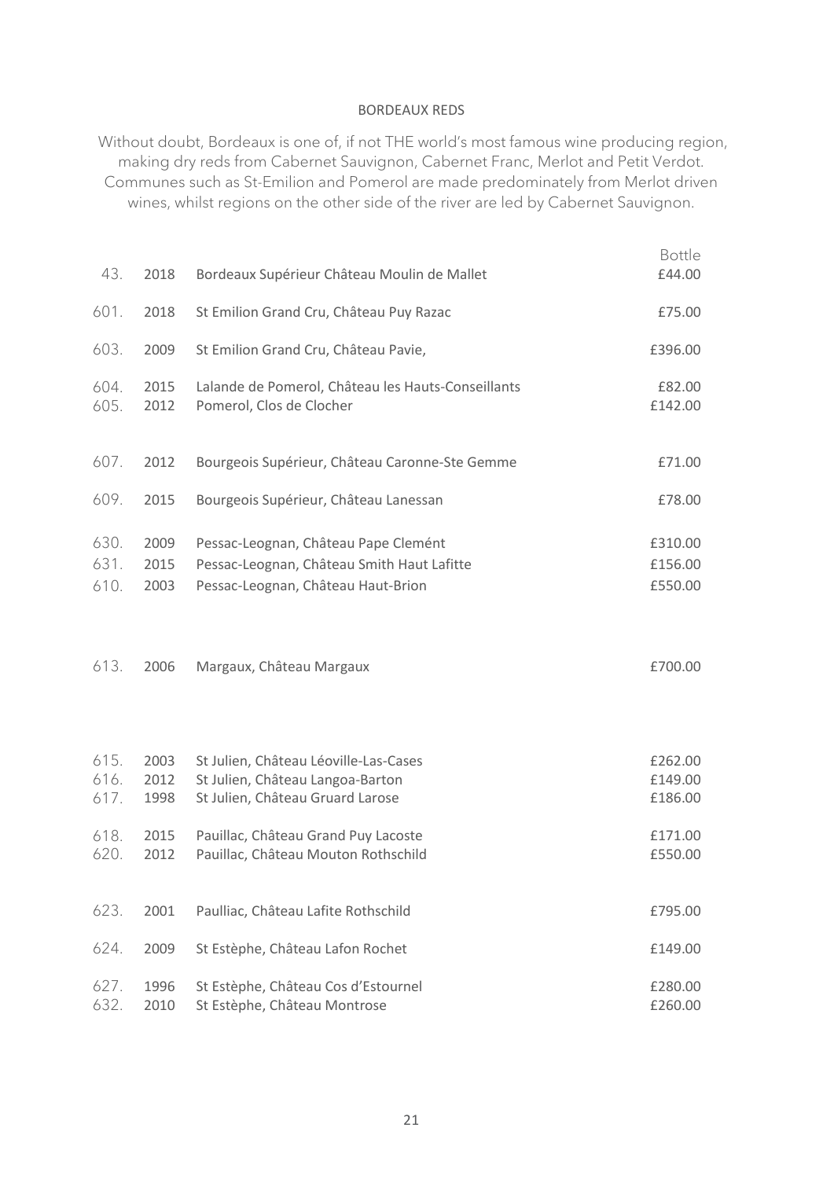## BORDEAUX REDS

Without doubt, Bordeaux is one of, if not THE world's most famous wine producing region, making dry reds from Cabernet Sauvignon, Cabernet Franc, Merlot and Petit Verdot. Communes such as St-Emilion and Pomerol are made predominately from Merlot driven wines, whilst regions on the other side of the river are led by Cabernet Sauvignon.

| | | | Bottle |
|---|---|---|---|
| 43. | 2018 | Bordeaux Supérieur Château Moulin de Mallet | £44.00 |
| 601. | 2018 | St Emilion Grand Cru, Château Puy Razac | £75.00 |
| 603. | 2009 | St Emilion Grand Cru, Château Pavie, | £396.00 |
| 604. | 2015 | Lalande de Pomerol, Château les Hauts-Conseillants | £82.00 |
| 605. | 2012 | Pomerol, Clos de Clocher | £142.00 |
| 607. | 2012 | Bourgeois Supérieur, Château Caronne-Ste Gemme | £71.00 |
| 609. | 2015 | Bourgeois Supérieur, Château Lanessan | £78.00 |
| 630. | 2009 | Pessac-Leognan, Château Pape Clemént | £310.00 |
| 631. | 2015 | Pessac-Leognan, Château Smith Haut Lafitte | £156.00 |
| 610. | 2003 | Pessac-Leognan, Château Haut-Brion | £550.00 |
| 613. | 2006 | Margaux, Château Margaux | £700.00 |
| 615. | 2003 | St Julien, Château Léoville-Las-Cases | £262.00 |
| 616. | 2012 | St Julien, Château Langoa-Barton | £149.00 |
| 617. | 1998 | St Julien, Château Gruard Larose | £186.00 |
| 618. | 2015 | Pauillac, Château Grand Puy Lacoste | £171.00 |
| 620. | 2012 | Pauillac, Château Mouton Rothschild | £550.00 |
| 623. | 2001 | Paulliac, Château Lafite Rothschild | £795.00 |
| 624. | 2009 | St Estèphe, Château Lafon Rochet | £149.00 |
| 627. | 1996 | St Estèphe, Château Cos d'Estournel | £280.00 |
| 632. | 2010 | St Estèphe, Château Montrose | £260.00 |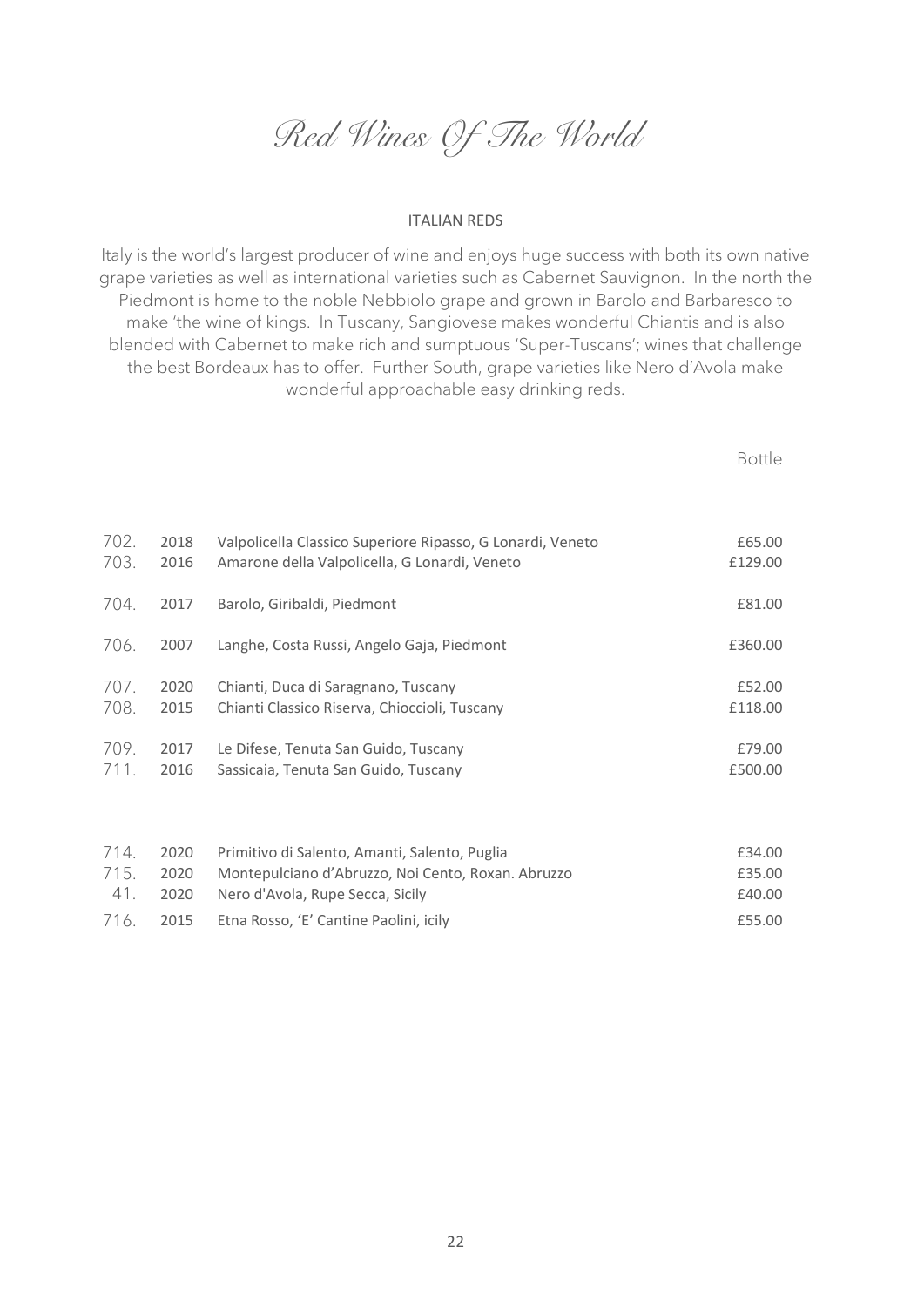# *Red Wines Of The World*

## ITALIAN REDS

Italy is the world's largest producer of wine and enjoys huge success with both its own native grape varieties as well as international varieties such as Cabernet Sauvignon. In the north the Piedmont is home to the noble Nebbiolo grape and grown in Barolo and Barbaresco to make 'the wine of kings. In Tuscany, Sangiovese makes wonderful Chiantis and is also blended with Cabernet to make rich and sumptuous 'Super-Tuscans'; wines that challenge the best Bordeaux has to offer. Further South, grape varieties like Nero d'Avola make wonderful approachable easy drinking reds.

| | | | Bottle |
|---|---|---|---|
| 702. | 2018 | Valpolicella Classico Superiore Ripasso, G Lonardi, Veneto | £65.00 |
| 703. | 2016 | Amarone della Valpolicella, G Lonardi, Veneto | £129.00 |
| 704. | 2017 | Barolo, Giribaldi, Piedmont | £81.00 |
| 706. | 2007 | Langhe, Costa Russi, Angelo Gaja, Piedmont | £360.00 |
| 707. | 2020 | Chianti, Duca di Saragnano, Tuscany | £52.00 |
| 708. | 2015 | Chianti Classico Riserva, Chioccioli, Tuscany | £118.00 |
| 709. | 2017 | Le Difese, Tenuta San Guido, Tuscany | £79.00 |
| 711. | 2016 | Sassicaia, Tenuta San Guido, Tuscany | £500.00 |
| 714. | 2020 | Primitivo di Salento, Amanti, Salento, Puglia | £34.00 |
| 715. | 2020 | Montepulciano d'Abruzzo, Noi Cento, Roxan. Abruzzo | £35.00 |
| 41. | 2020 | Nero d'Avola, Rupe Secca, Sicily | £40.00 |
| 716. | 2015 | Etna Rosso, 'E' Cantine Paolini, icily | £55.00 |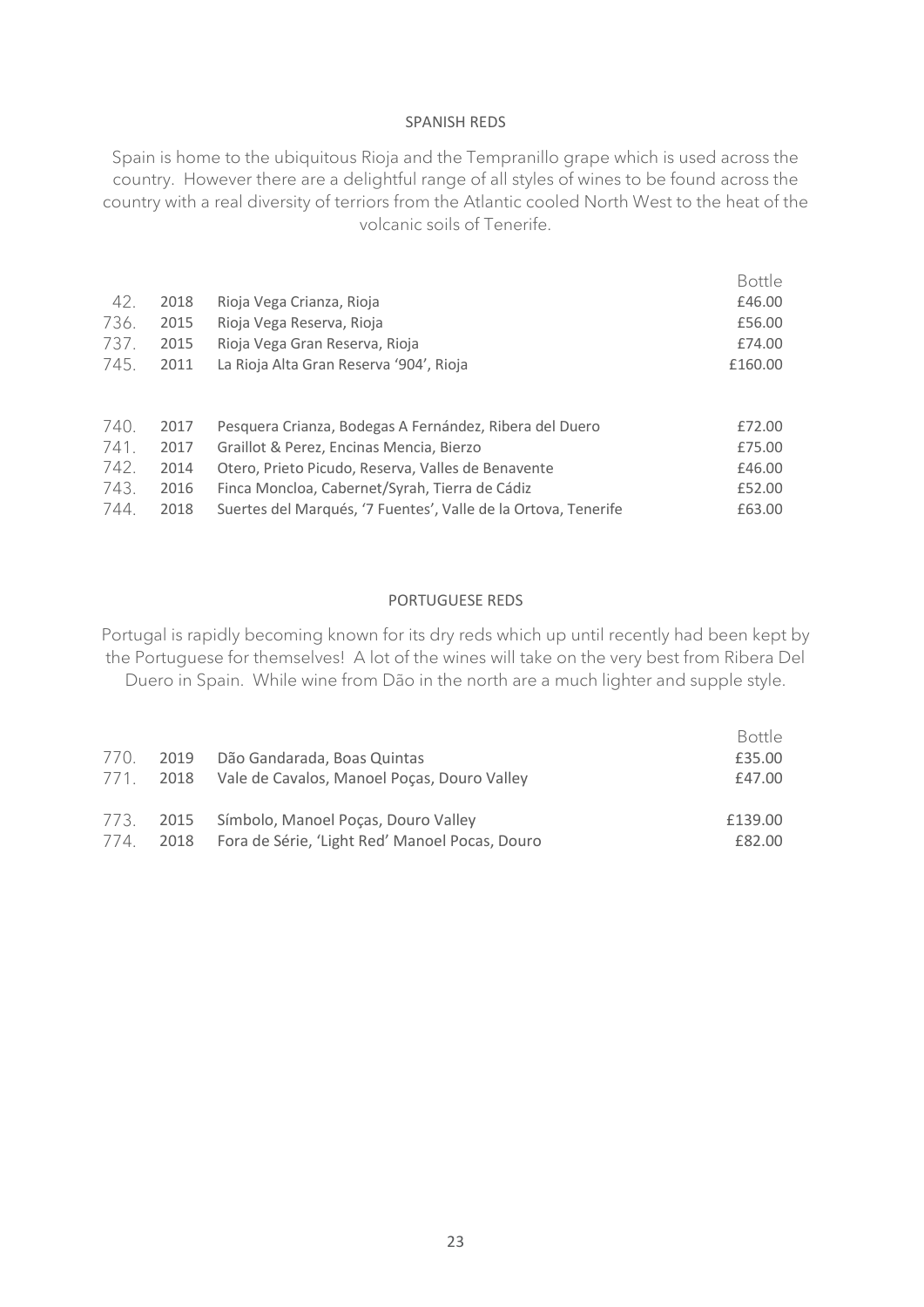## SPANISH REDS

Spain is home to the ubiquitous Rioja and the Tempranillo grape which is used across the country. However there are a delightful range of all styles of wines to be found across the country with a real diversity of terriors from the Atlantic cooled North West to the heat of the volcanic soils of Tenerife.

| | | | Bottle |
|---|---|---|---|
| 42. | 2018 | Rioja Vega Crianza, Rioja | £46.00 |
| 736. | 2015 | Rioja Vega Reserva, Rioja | £56.00 |
| 737. | 2015 | Rioja Vega Gran Reserva, Rioja | £74.00 |
| 745. | 2011 | La Rioja Alta Gran Reserva '904', Rioja | £160.00 |
| | | | |
| 740. | 2017 | Pesquera Crianza, Bodegas A Fernández, Ribera del Duero | £72.00 |
| 741. | 2017 | Graillot & Perez, Encinas Mencia, Bierzo | £75.00 |
| 742. | 2014 | Otero, Prieto Picudo, Reserva, Valles de Benavente | £46.00 |
| 743. | 2016 | Finca Moncloa, Cabernet/Syrah, Tierra de Cádiz | £52.00 |
| 744. | 2018 | Suertes del Marqués, '7 Fuentes', Valle de la Ortova, Tenerife | £63.00 |

## PORTUGUESE REDS

Portugal is rapidly becoming known for its dry reds which up until recently had been kept by the Portuguese for themselves! A lot of the wines will take on the very best from Ribera Del Duero in Spain. While wine from Dão in the north are a much lighter and supple style.

| | | | Bottle |
|---|---|---|---|
| 770. | 2019 | Dão Gandarada, Boas Quintas | £35.00 |
| 771. | 2018 | Vale de Cavalos, Manoel Poças, Douro Valley | £47.00 |
| | | | |
| 773. | 2015 | Símbolo, Manoel Poças, Douro Valley | £139.00 |
| 774. | 2018 | Fora de Série, 'Light Red' Manoel Pocas, Douro | £82.00 |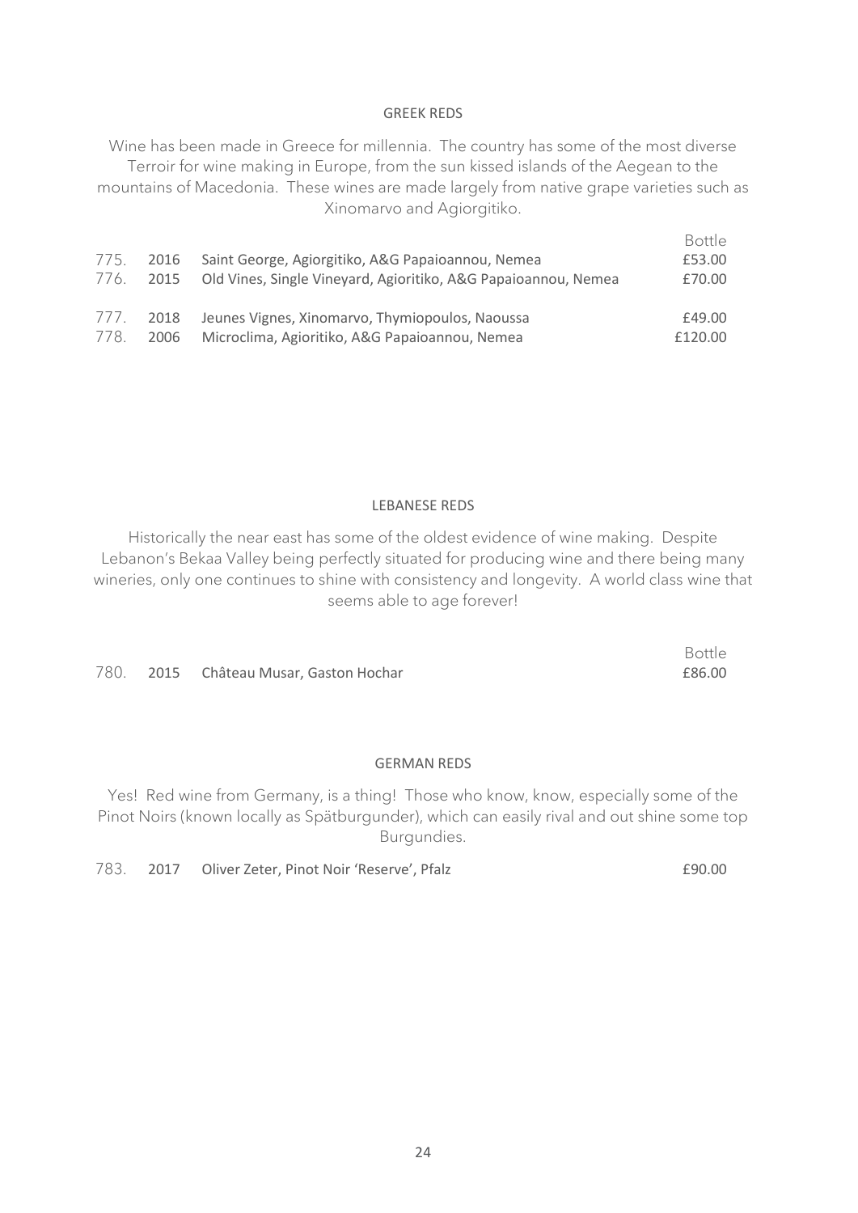## GREEK REDS

Wine has been made in Greece for millennia. The country has some of the most diverse Terroir for wine making in Europe, from the sun kissed islands of the Aegean to the mountains of Macedonia. These wines are made largely from native grape varieties such as Xinomarvo and Agiorgitiko.

| | | | Bottle |
|---|---|---|---|
| 775. | 2016 | Saint George, Agiorgitiko, A&G Papaioannou, Nemea | £53.00 |
| 776. | 2015 | Old Vines, Single Vineyard, Agioritiko, A&G Papaioannou, Nemea | £70.00 |
| 777. | 2018 | Jeunes Vignes, Xinomarvo, Thymiopoulos, Naoussa | £49.00 |
| 778. | 2006 | Microclima, Agioritiko, A&G Papaioannou, Nemea | £120.00 |

## LEBANESE REDS

Historically the near east has some of the oldest evidence of wine making. Despite Lebanon's Bekaa Valley being perfectly situated for producing wine and there being many wineries, only one continues to shine with consistency and longevity. A world class wine that seems able to age forever!

| | | | Bottle |
|---|---|---|---|
| 780. | 2015 | Château Musar, Gaston Hochar | £86.00 |

## GERMAN REDS

Yes! Red wine from Germany, is a thing! Those who know, know, especially some of the Pinot Noirs (known locally as Spätburgunder), which can easily rival and out shine some top Burgundies.

| | | | |
|---|---|---|---|
| 783. | 2017 | Oliver Zeter, Pinot Noir 'Reserve', Pfalz | £90.00 |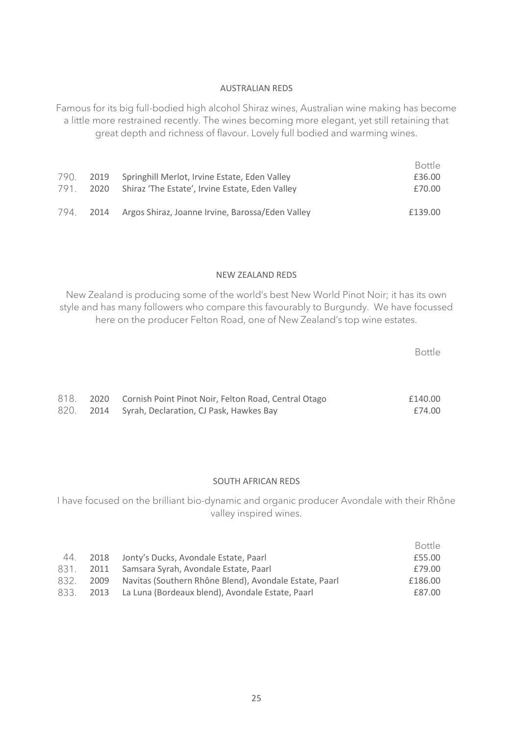## AUSTRALIAN REDS

Famous for its big full-bodied high alcohol Shiraz wines, Australian wine making has become a little more restrained recently. The wines becoming more elegant, yet still retaining that great depth and richness of flavour. Lovely full bodied and warming wines.

| | | | Bottle |
|---|---|---|---|
| 790. | 2019 | Springhill Merlot, Irvine Estate, Eden Valley | £36.00 |
| 791. | 2020 | Shiraz 'The Estate', Irvine Estate, Eden Valley | £70.00 |
| 794. | 2014 | Argos Shiraz, Joanne Irvine, Barossa/Eden Valley | £139.00 |

## NEW ZEALAND REDS

New Zealand is producing some of the world's best New World Pinot Noir; it has its own style and has many followers who compare this favourably to Burgundy. We have focussed here on the producer Felton Road, one of New Zealand's top wine estates.

| | | | Bottle |
|---|---|---|---|
| 818. | 2020 | Cornish Point Pinot Noir, Felton Road, Central Otago | £140.00 |
| 820. | 2014 | Syrah, Declaration, CJ Pask, Hawkes Bay | £74.00 |

## SOUTH AFRICAN REDS

I have focused on the brilliant bio-dynamic and organic producer Avondale with their Rhône valley inspired wines.

| | | | Bottle |
|---|---|---|---|
| 44. | 2018 | Jonty's Ducks, Avondale Estate, Paarl | £55.00 |
| 831. | 2011 | Samsara Syrah, Avondale Estate, Paarl | £79.00 |
| 832. | 2009 | Navitas (Southern Rhône Blend), Avondale Estate, Paarl | £186.00 |
| 833. | 2013 | La Luna (Bordeaux blend), Avondale Estate, Paarl | £87.00 |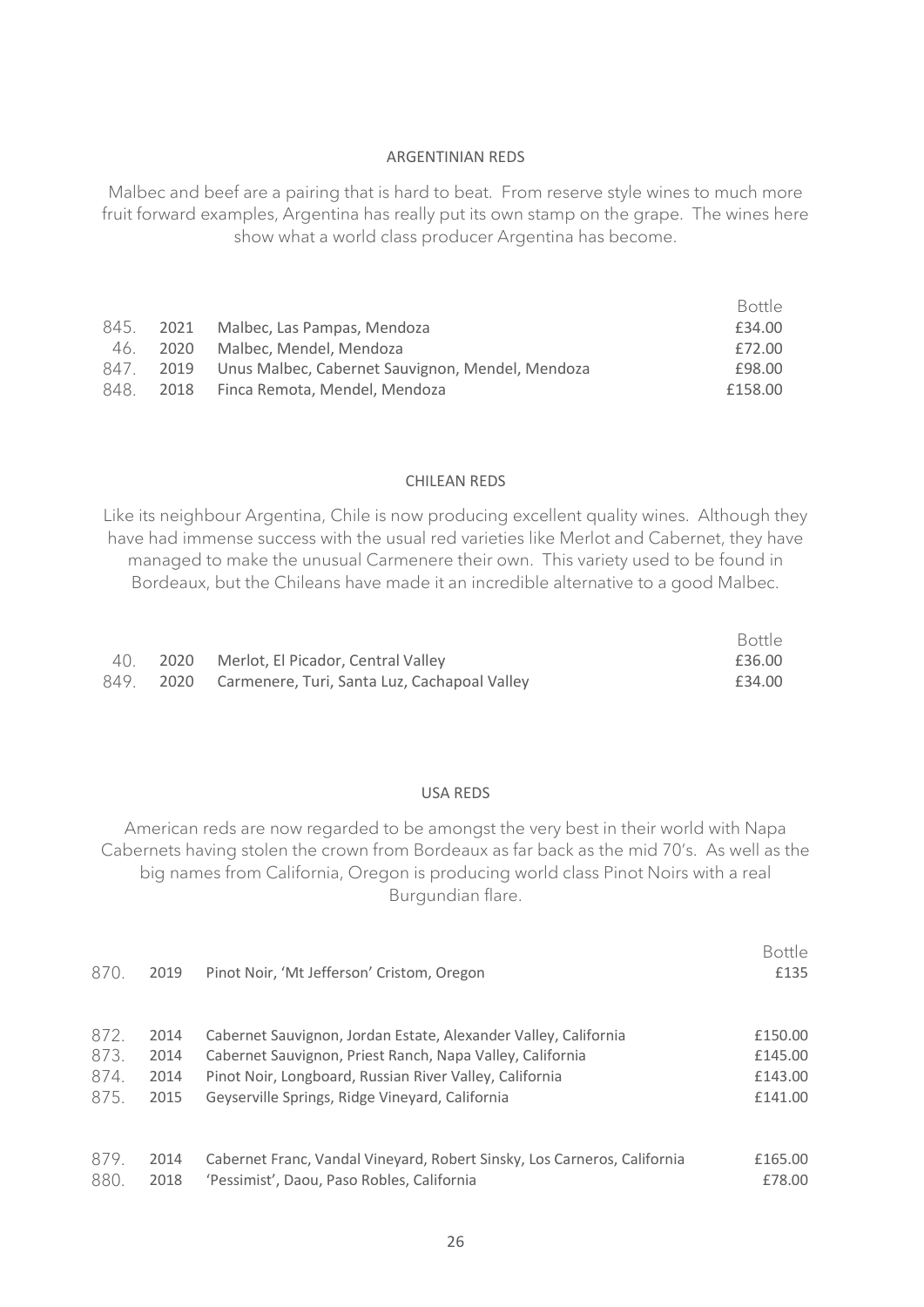## ARGENTINIAN REDS

Malbec and beef are a pairing that is hard to beat. From reserve style wines to much more fruit forward examples, Argentina has really put its own stamp on the grape. The wines here show what a world class producer Argentina has become.

| | | | Bottle |
|---|---|---|---|
| 845. | 2021 | Malbec, Las Pampas, Mendoza | £34.00 |
| 46. | 2020 | Malbec, Mendel, Mendoza | £72.00 |
| 847. | 2019 | Unus Malbec, Cabernet Sauvignon, Mendel, Mendoza | £98.00 |
| 848. | 2018 | Finca Remota, Mendel, Mendoza | £158.00 |

## CHILEAN REDS

Like its neighbour Argentina, Chile is now producing excellent quality wines. Although they have had immense success with the usual red varieties like Merlot and Cabernet, they have managed to make the unusual Carmenere their own. This variety used to be found in Bordeaux, but the Chileans have made it an incredible alternative to a good Malbec.

| | | | Bottle |
|---|---|---|---|
| 40. | 2020 | Merlot, El Picador, Central Valley | £36.00 |
| 849. | 2020 | Carmenere, Turi, Santa Luz, Cachapoal Valley | £34.00 |

## USA REDS

American reds are now regarded to be amongst the very best in their world with Napa Cabernets having stolen the crown from Bordeaux as far back as the mid 70's. As well as the big names from California, Oregon is producing world class Pinot Noirs with a real Burgundian flare.

| | | | Bottle |
|---|---|---|---|
| 870. | 2019 | Pinot Noir, 'Mt Jefferson' Cristom, Oregon | £135 |
| 872. | 2014 | Cabernet Sauvignon, Jordan Estate, Alexander Valley, California | £150.00 |
| 873. | 2014 | Cabernet Sauvignon, Priest Ranch, Napa Valley, California | £145.00 |
| 874. | 2014 | Pinot Noir, Longboard, Russian River Valley, California | £143.00 |
| 875. | 2015 | Geyserville Springs, Ridge Vineyard, California | £141.00 |
| 879. | 2014 | Cabernet Franc, Vandal Vineyard, Robert Sinsky, Los Carneros, California | £165.00 |
| 880. | 2018 | 'Pessimist', Daou, Paso Robles, California | £78.00 |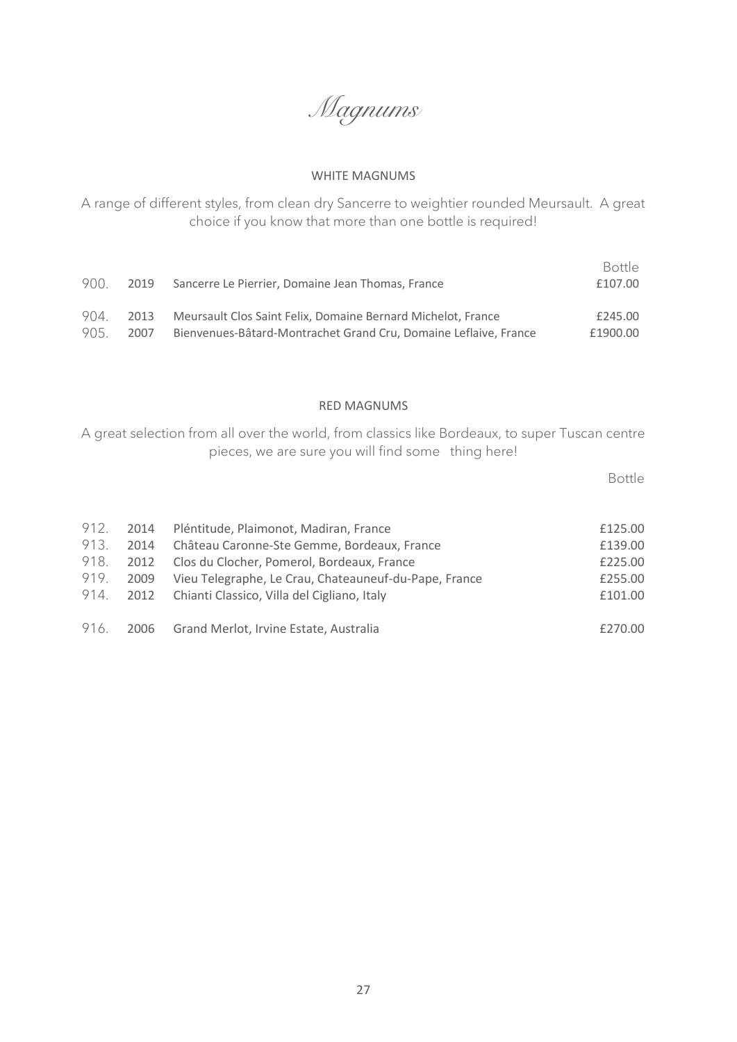# *Magnums*

## WHITE MAGNUMS

A range of different styles, from clean dry Sancerre to weightier rounded Meursault. A great choice if you know that more than one bottle is required!

| | | | Bottle |
|---|---|---|---|
| 900. | 2019 | Sancerre Le Pierrier, Domaine Jean Thomas, France | £107.00 |
| 904. | 2013 | Meursault Clos Saint Felix, Domaine Bernard Michelot, France | £245.00 |
| 905. | 2007 | Bienvenues-Bâtard-Montrachet Grand Cru, Domaine Leflaive, France | £1900.00 |

## RED MAGNUMS

A great selection from all over the world, from classics like Bordeaux, to super Tuscan centre pieces, we are sure you will find some thing here!

| | | | Bottle |
|---|---|---|---|
| 912. | 2014 | Pléntitude, Plaimonot, Madiran, France | £125.00 |
| 913. | 2014 | Château Caronne-Ste Gemme, Bordeaux, France | £139.00 |
| 918. | 2012 | Clos du Clocher, Pomerol, Bordeaux, France | £225.00 |
| 919. | 2009 | Vieu Telegraphe, Le Crau, Chateauneuf-du-Pape, France | £255.00 |
| 914. | 2012 | Chianti Classico, Villa del Cigliano, Italy | £101.00 |
| 916. | 2006 | Grand Merlot, Irvine Estate, Australia | £270.00 |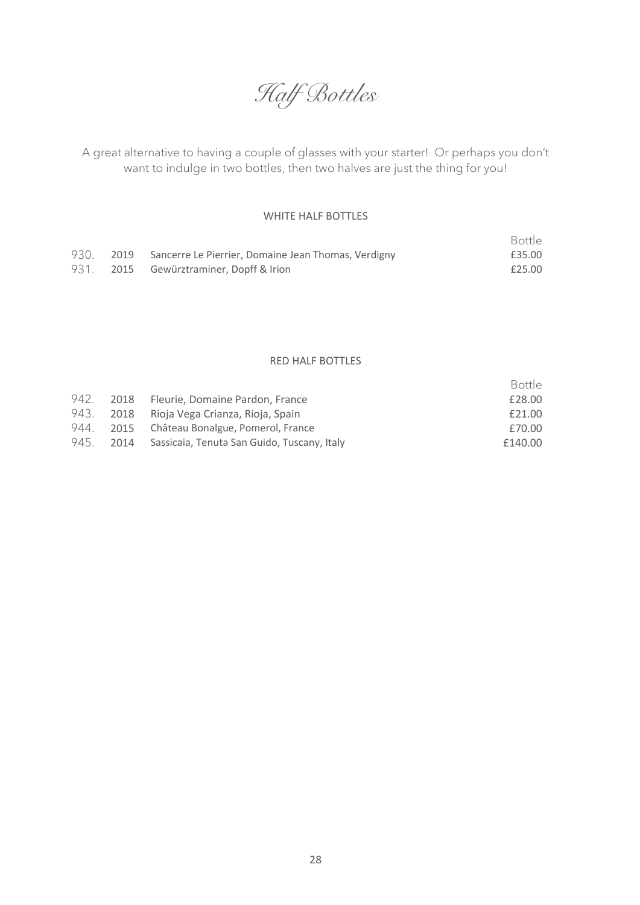# *Half Bottles*

A great alternative to having a couple of glasses with your starter! Or perhaps you don't want to indulge in two bottles, then two halves are just the thing for you!

## WHITE HALF BOTTLES

| | | | Bottle |
|---|---|---|---|
| 930. | 2019 | Sancerre Le Pierrier, Domaine Jean Thomas, Verdigny | £35.00 |
| 931. | 2015 | Gewürztraminer, Dopff & Irion | £25.00 |

## RED HALF BOTTLES

| | | | Bottle |
|---|---|---|---|
| 942. | 2018 | Fleurie, Domaine Pardon, France | £28.00 |
| 943. | 2018 | Rioja Vega Crianza, Rioja, Spain | £21.00 |
| 944. | 2015 | Château Bonalgue, Pomerol, France | £70.00 |
| 945. | 2014 | Sassicaia, Tenuta San Guido, Tuscany, Italy | £140.00 |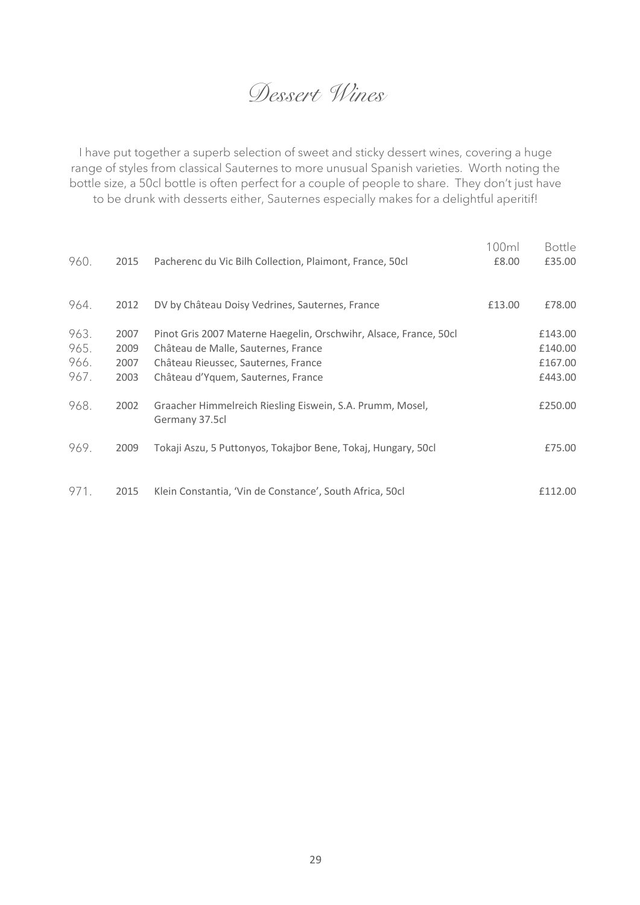# Dessert Wines

I have put together a superb selection of sweet and sticky dessert wines, covering a huge range of styles from classical Sauternes to more unusual Spanish varieties. Worth noting the bottle size, a 50cl bottle is often perfect for a couple of people to share. They don't just have to be drunk with desserts either, Sauternes especially makes for a delightful aperitif!

| No. | Vintage | Wine | 100ml | Bottle |
|---|---|---|---|---|
| 960. | 2015 | Pacherenc du Vic Bilh Collection, Plaimont, France, 50cl | £8.00 | £35.00 |
| 964. | 2012 | DV by Château Doisy Vedrines, Sauternes, France | £13.00 | £78.00 |
| 963. | 2007 | Pinot Gris 2007 Materne Haegelin, Orschwihr, Alsace, France, 50cl | | £143.00 |
| 965. | 2009 | Château de Malle, Sauternes, France | | £140.00 |
| 966. | 2007 | Château Rieussec, Sauternes, France | | £167.00 |
| 967. | 2003 | Château d'Yquem, Sauternes, France | | £443.00 |
| 968. | 2002 | Graacher Himmelreich Riesling Eiswein, S.A. Prumm, Mosel, Germany 37.5cl | | £250.00 |
| 969. | 2009 | Tokaji Aszu, 5 Puttonyos, Tokajbor Bene, Tokaj, Hungary, 50cl | | £75.00 |
| 971. | 2015 | Klein Constantia, 'Vin de Constance', South Africa, 50cl | | £112.00 |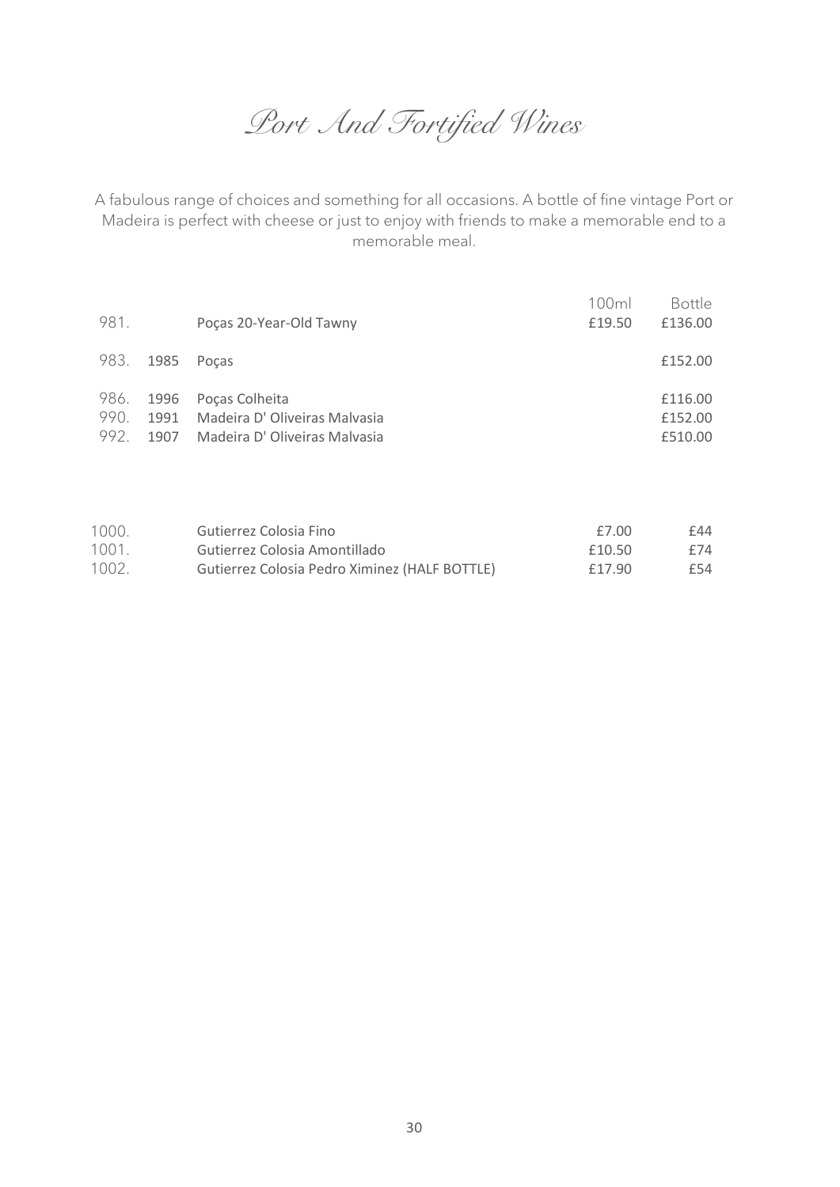# Port And Fortified Wines

A fabulous range of choices and something for all occasions. A bottle of fine vintage Port or Madeira is perfect with cheese or just to enjoy with friends to make a memorable end to a memorable meal.

| | | | 100ml | Bottle |
|---|---|---|---|---|
| 981. | | Poças 20-Year-Old Tawny | £19.50 | £136.00 |
| 983. | 1985 | Poças | | £152.00 |
| 986. | 1996 | Poças Colheita | | £116.00 |
| 990. | 1991 | Madeira D' Oliveiras Malvasia | | £152.00 |
| 992. | 1907 | Madeira D' Oliveiras Malvasia | | £510.00 |

| | | | |
|---|---|---|---|
| 1000. | Gutierrez Colosia Fino | £7.00 | £44 |
| 1001. | Gutierrez Colosia Amontillado | £10.50 | £74 |
| 1002. | Gutierrez Colosia Pedro Ximinez (HALF BOTTLE) | £17.90 | £54 |